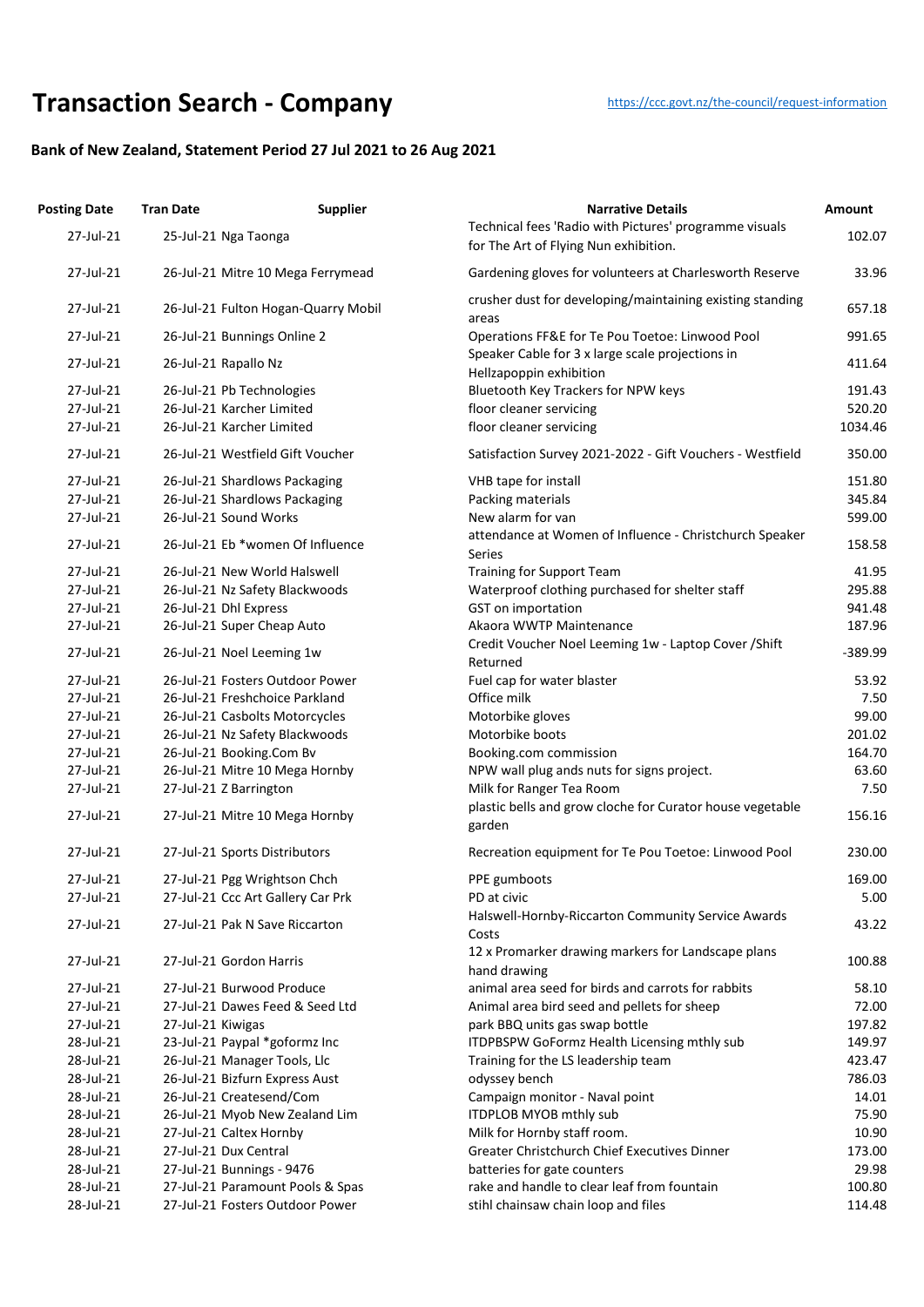# Transaction Search - Company

https://ccc.govt.nz/the-council/request-information

### Bank of New Zealand, Statement Period 27 Jul 2021 to 26 Aug 2021

| Posting Date | Tran Date | Supplier | Narrative Details | Amount |
|---|---|---|---|---|
| 27-Jul-21 | 25-Jul-21 | Nga Taonga | Technical fees 'Radio with Pictures' programme visuals for The Art of Flying Nun exhibition. | 102.07 |
| 27-Jul-21 | 26-Jul-21 | Mitre 10 Mega Ferrymead | Gardening gloves for volunteers at Charlesworth Reserve | 33.96 |
| 27-Jul-21 | 26-Jul-21 | Fulton Hogan-Quarry Mobil | crusher dust for developing/maintaining existing standing areas | 657.18 |
| 27-Jul-21 | 26-Jul-21 | Bunnings Online 2 | Operations FF&E for Te Pou Toetoe: Linwood Pool | 991.65 |
| 27-Jul-21 | 26-Jul-21 | Rapallo Nz | Speaker Cable for 3 x large scale projections in Hellzapoppin exhibition | 411.64 |
| 27-Jul-21 | 26-Jul-21 | Pb Technologies | Bluetooth Key Trackers for NPW keys | 191.43 |
| 27-Jul-21 | 26-Jul-21 | Karcher Limited | floor cleaner servicing | 520.20 |
| 27-Jul-21 | 26-Jul-21 | Karcher Limited | floor cleaner servicing | 1034.46 |
| 27-Jul-21 | 26-Jul-21 | Westfield Gift Voucher | Satisfaction Survey 2021-2022 - Gift Vouchers - Westfield | 350.00 |
| 27-Jul-21 | 26-Jul-21 | Shardlows Packaging | VHB tape for install | 151.80 |
| 27-Jul-21 | 26-Jul-21 | Shardlows Packaging | Packing materials | 345.84 |
| 27-Jul-21 | 26-Jul-21 | Sound Works | New alarm for van | 599.00 |
| 27-Jul-21 | 26-Jul-21 | Eb *women Of Influence | attendance at Women of Influence - Christchurch Speaker Series | 158.58 |
| 27-Jul-21 | 26-Jul-21 | New World Halswell | Training for Support Team | 41.95 |
| 27-Jul-21 | 26-Jul-21 | Nz Safety Blackwoods | Waterproof clothing purchased for shelter staff | 295.88 |
| 27-Jul-21 | 26-Jul-21 | Dhl Express | GST on importation | 941.48 |
| 27-Jul-21 | 26-Jul-21 | Super Cheap Auto | Akaora WWTP Maintenance | 187.96 |
| 27-Jul-21 | 26-Jul-21 | Noel Leeming 1w | Credit Voucher Noel Leeming 1w - Laptop Cover /Shift Returned | -389.99 |
| 27-Jul-21 | 26-Jul-21 | Fosters Outdoor Power | Fuel cap for water blaster | 53.92 |
| 27-Jul-21 | 26-Jul-21 | Freshchoice Parkland | Office milk | 7.50 |
| 27-Jul-21 | 26-Jul-21 | Casbolts Motorcycles | Motorbike gloves | 99.00 |
| 27-Jul-21 | 26-Jul-21 | Nz Safety Blackwoods | Motorbike boots | 201.02 |
| 27-Jul-21 | 26-Jul-21 | Booking.Com Bv | Booking.com commission | 164.70 |
| 27-Jul-21 | 26-Jul-21 | Mitre 10 Mega Hornby | NPW wall plug ands nuts for signs project. | 63.60 |
| 27-Jul-21 | 27-Jul-21 | Z Barrington | Milk for Ranger Tea Room | 7.50 |
| 27-Jul-21 | 27-Jul-21 | Mitre 10 Mega Hornby | plastic bells and grow cloche for Curator house vegetable garden | 156.16 |
| 27-Jul-21 | 27-Jul-21 | Sports Distributors | Recreation equipment for Te Pou Toetoe: Linwood Pool | 230.00 |
| 27-Jul-21 | 27-Jul-21 | Pgg Wrightson Chch | PPE gumboots | 169.00 |
| 27-Jul-21 | 27-Jul-21 | Ccc Art Gallery Car Prk | PD at civic | 5.00 |
| 27-Jul-21 | 27-Jul-21 | Pak N Save Riccarton | Halswell-Hornby-Riccarton Community Service Awards Costs | 43.22 |
| 27-Jul-21 | 27-Jul-21 | Gordon Harris | 12 x Promarker drawing markers for Landscape plans hand drawing | 100.88 |
| 27-Jul-21 | 27-Jul-21 | Burwood Produce | animal area seed for birds and carrots for rabbits | 58.10 |
| 27-Jul-21 | 27-Jul-21 | Dawes Feed & Seed Ltd | Animal area bird seed and pellets for sheep | 72.00 |
| 27-Jul-21 | 27-Jul-21 | Kiwigas | park BBQ units gas swap bottle | 197.82 |
| 28-Jul-21 | 23-Jul-21 | Paypal *goformz Inc | ITDPBSPW GoFormz Health Licensing mthly sub | 149.97 |
| 28-Jul-21 | 26-Jul-21 | Manager Tools, Llc | Training for the LS leadership team | 423.47 |
| 28-Jul-21 | 26-Jul-21 | Bizfurn Express Aust | odyssey bench | 786.03 |
| 28-Jul-21 | 26-Jul-21 | Createsend/Com | Campaign monitor - Naval point | 14.01 |
| 28-Jul-21 | 26-Jul-21 | Myob New Zealand Lim | ITDPLOB MYOB mthly sub | 75.90 |
| 28-Jul-21 | 27-Jul-21 | Caltex Hornby | Milk for Hornby staff room. | 10.90 |
| 28-Jul-21 | 27-Jul-21 | Dux Central | Greater Christchurch Chief Executives Dinner | 173.00 |
| 28-Jul-21 | 27-Jul-21 | Bunnings - 9476 | batteries for gate counters | 29.98 |
| 28-Jul-21 | 27-Jul-21 | Paramount Pools & Spas | rake and handle to clear leaf from fountain | 100.80 |
| 28-Jul-21 | 27-Jul-21 | Fosters Outdoor Power | stihl chainsaw chain loop and files | 114.48 |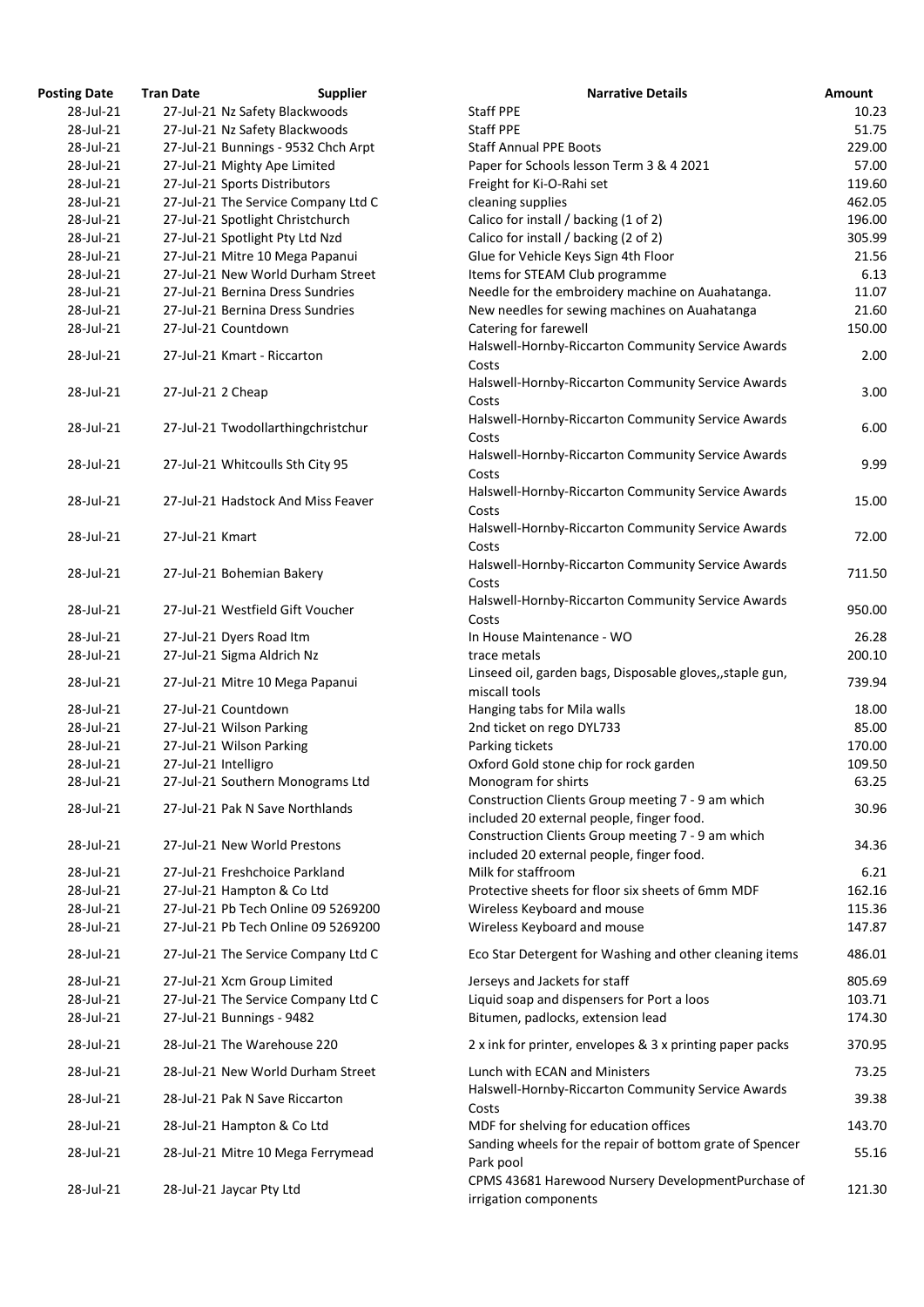| Posting Date | Tran Date | Supplier | Narrative Details | Amount |
|---|---|---|---|---|
| 28-Jul-21 | 27-Jul-21 | Nz Safety Blackwoods | Staff PPE | 10.23 |
| 28-Jul-21 | 27-Jul-21 | Nz Safety Blackwoods | Staff PPE | 51.75 |
| 28-Jul-21 | 27-Jul-21 | Bunnings - 9532 Chch Arpt | Staff Annual PPE Boots | 229.00 |
| 28-Jul-21 | 27-Jul-21 | Mighty Ape Limited | Paper for Schools lesson Term 3 & 4 2021 | 57.00 |
| 28-Jul-21 | 27-Jul-21 | Sports Distributors | Freight for Ki-O-Rahi set | 119.60 |
| 28-Jul-21 | 27-Jul-21 | The Service Company Ltd C | cleaning supplies | 462.05 |
| 28-Jul-21 | 27-Jul-21 | Spotlight Christchurch | Calico for install / backing (1 of 2) | 196.00 |
| 28-Jul-21 | 27-Jul-21 | Spotlight Pty Ltd Nzd | Calico for install / backing (2 of 2) | 305.99 |
| 28-Jul-21 | 27-Jul-21 | Mitre 10 Mega Papanui | Glue for Vehicle Keys Sign 4th Floor | 21.56 |
| 28-Jul-21 | 27-Jul-21 | New World Durham Street | Items for STEAM Club programme | 6.13 |
| 28-Jul-21 | 27-Jul-21 | Bernina Dress Sundries | Needle for the embroidery machine on Auahatanga. | 11.07 |
| 28-Jul-21 | 27-Jul-21 | Bernina Dress Sundries | New needles for sewing machines on Auahatanga | 21.60 |
| 28-Jul-21 | 27-Jul-21 | Countdown | Catering for farewell | 150.00 |
| 28-Jul-21 | 27-Jul-21 | Kmart - Riccarton | Halswell-Hornby-Riccarton Community Service Awards Costs | 2.00 |
| 28-Jul-21 | 27-Jul-21 | 2 Cheap | Halswell-Hornby-Riccarton Community Service Awards Costs | 3.00 |
| 28-Jul-21 | 27-Jul-21 | Twodollarthingchristchur | Halswell-Hornby-Riccarton Community Service Awards Costs | 6.00 |
| 28-Jul-21 | 27-Jul-21 | Whitcoulls Sth City 95 | Halswell-Hornby-Riccarton Community Service Awards Costs | 9.99 |
| 28-Jul-21 | 27-Jul-21 | Hadstock And Miss Feaver | Halswell-Hornby-Riccarton Community Service Awards Costs | 15.00 |
| 28-Jul-21 | 27-Jul-21 | Kmart | Halswell-Hornby-Riccarton Community Service Awards Costs | 72.00 |
| 28-Jul-21 | 27-Jul-21 | Bohemian Bakery | Halswell-Hornby-Riccarton Community Service Awards Costs | 711.50 |
| 28-Jul-21 | 27-Jul-21 | Westfield Gift Voucher | Halswell-Hornby-Riccarton Community Service Awards Costs | 950.00 |
| 28-Jul-21 | 27-Jul-21 | Dyers Road Itm | In House Maintenance - WO | 26.28 |
| 28-Jul-21 | 27-Jul-21 | Sigma Aldrich Nz | trace metals | 200.10 |
| 28-Jul-21 | 27-Jul-21 | Mitre 10 Mega Papanui | Linseed oil, garden bags, Disposable gloves,,staple gun, miscall tools | 739.94 |
| 28-Jul-21 | 27-Jul-21 | Countdown | Hanging tabs for Mila walls | 18.00 |
| 28-Jul-21 | 27-Jul-21 | Wilson Parking | 2nd ticket on rego DYL733 | 85.00 |
| 28-Jul-21 | 27-Jul-21 | Wilson Parking | Parking tickets | 170.00 |
| 28-Jul-21 | 27-Jul-21 | Intelligro | Oxford Gold stone chip for rock garden | 109.50 |
| 28-Jul-21 | 27-Jul-21 | Southern Monograms Ltd | Monogram for shirts | 63.25 |
| 28-Jul-21 | 27-Jul-21 | Pak N Save Northlands | Construction Clients Group meeting 7 - 9 am which included 20 external people, finger food. | 30.96 |
| 28-Jul-21 | 27-Jul-21 | New World Prestons | Construction Clients Group meeting 7 - 9 am which included 20 external people, finger food. | 34.36 |
| 28-Jul-21 | 27-Jul-21 | Freshchoice Parkland | Milk for staffroom | 6.21 |
| 28-Jul-21 | 27-Jul-21 | Hampton & Co Ltd | Protective sheets for floor six sheets of 6mm MDF | 162.16 |
| 28-Jul-21 | 27-Jul-21 | Pb Tech Online 09 5269200 | Wireless Keyboard and mouse | 115.36 |
| 28-Jul-21 | 27-Jul-21 | Pb Tech Online 09 5269200 | Wireless Keyboard and mouse | 147.87 |
| 28-Jul-21 | 27-Jul-21 | The Service Company Ltd C | Eco Star Detergent for Washing and other cleaning items | 486.01 |
| 28-Jul-21 | 27-Jul-21 | Xcm Group Limited | Jerseys and Jackets for staff | 805.69 |
| 28-Jul-21 | 27-Jul-21 | The Service Company Ltd C | Liquid soap and dispensers for Port a loos | 103.71 |
| 28-Jul-21 | 27-Jul-21 | Bunnings - 9482 | Bitumen, padlocks, extension lead | 174.30 |
| 28-Jul-21 | 28-Jul-21 | The Warehouse 220 | 2 x ink for printer, envelopes & 3 x printing paper packs | 370.95 |
| 28-Jul-21 | 28-Jul-21 | New World Durham Street | Lunch with ECAN and Ministers | 73.25 |
| 28-Jul-21 | 28-Jul-21 | Pak N Save Riccarton | Halswell-Hornby-Riccarton Community Service Awards Costs | 39.38 |
| 28-Jul-21 | 28-Jul-21 | Hampton & Co Ltd | MDF for shelving for education offices | 143.70 |
| 28-Jul-21 | 28-Jul-21 | Mitre 10 Mega Ferrymead | Sanding wheels for the repair of bottom grate of Spencer Park pool | 55.16 |
| 28-Jul-21 | 28-Jul-21 | Jaycar Pty Ltd | CPMS 43681 Harewood Nursery DevelopmentPurchase of irrigation components | 121.30 |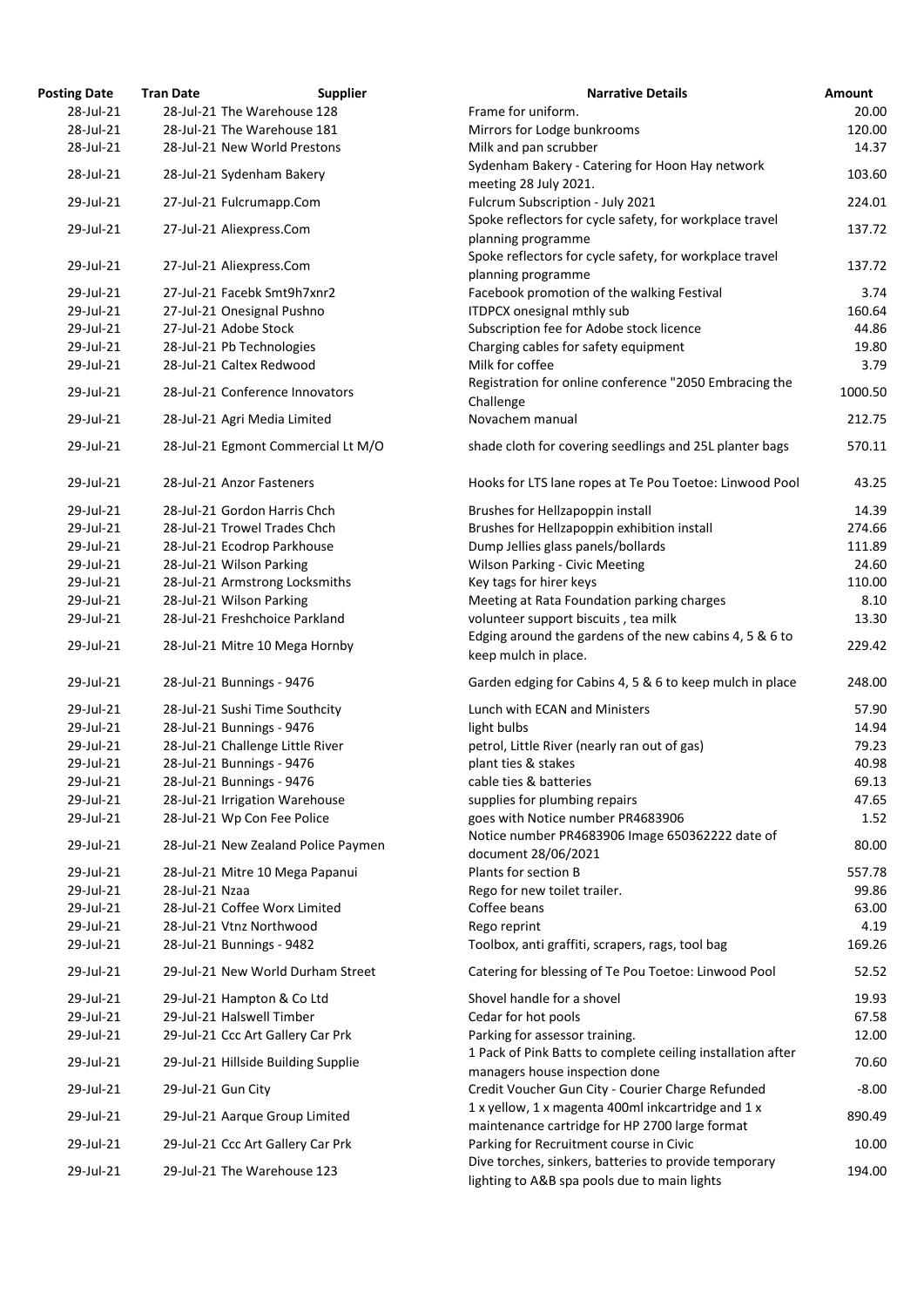| Posting Date | Tran Date | Supplier | Narrative Details | Amount |
|---|---|---|---|---|
| 28-Jul-21 | 28-Jul-21 | The Warehouse 128 | Frame for uniform. | 20.00 |
| 28-Jul-21 | 28-Jul-21 | The Warehouse 181 | Mirrors for Lodge bunkrooms | 120.00 |
| 28-Jul-21 | 28-Jul-21 | New World Prestons | Milk and pan scrubber | 14.37 |
| 28-Jul-21 | 28-Jul-21 | Sydenham Bakery | Sydenham Bakery - Catering for Hoon Hay network meeting 28 July 2021. | 103.60 |
| 29-Jul-21 | 27-Jul-21 | Fulcrumapp.Com | Fulcrum Subscription - July 2021 | 224.01 |
| 29-Jul-21 | 27-Jul-21 | Aliexpress.Com | Spoke reflectors for cycle safety, for workplace travel planning programme | 137.72 |
| 29-Jul-21 | 27-Jul-21 | Aliexpress.Com | Spoke reflectors for cycle safety, for workplace travel planning programme | 137.72 |
| 29-Jul-21 | 27-Jul-21 | Facebk Smt9h7xnr2 | Facebook promotion of the walking Festival | 3.74 |
| 29-Jul-21 | 27-Jul-21 | Onesignal Pushno | ITDPCX onesignal mthly sub | 160.64 |
| 29-Jul-21 | 27-Jul-21 | Adobe Stock | Subscription fee for Adobe stock licence | 44.86 |
| 29-Jul-21 | 28-Jul-21 | Pb Technologies | Charging cables for safety equipment | 19.80 |
| 29-Jul-21 | 28-Jul-21 | Caltex Redwood | Milk for coffee | 3.79 |
| 29-Jul-21 | 28-Jul-21 | Conference Innovators | Registration for online conference "2050 Embracing the Challenge | 1000.50 |
| 29-Jul-21 | 28-Jul-21 | Agri Media Limited | Novachem manual | 212.75 |
| 29-Jul-21 | 28-Jul-21 | Egmont Commercial Lt M/O | shade cloth for covering seedlings and 25L planter bags | 570.11 |
| 29-Jul-21 | 28-Jul-21 | Anzor Fasteners | Hooks for LTS lane ropes at Te Pou Toetoe: Linwood Pool | 43.25 |
| 29-Jul-21 | 28-Jul-21 | Gordon Harris Chch | Brushes for Hellzapoppin install | 14.39 |
| 29-Jul-21 | 28-Jul-21 | Trowel Trades Chch | Brushes for Hellzapoppin exhibition install | 274.66 |
| 29-Jul-21 | 28-Jul-21 | Ecodrop Parkhouse | Dump Jellies glass panels/bollards | 111.89 |
| 29-Jul-21 | 28-Jul-21 | Wilson Parking | Wilson Parking - Civic Meeting | 24.60 |
| 29-Jul-21 | 28-Jul-21 | Armstrong Locksmiths | Key tags for hirer keys | 110.00 |
| 29-Jul-21 | 28-Jul-21 | Wilson Parking | Meeting at Rata Foundation parking charges | 8.10 |
| 29-Jul-21 | 28-Jul-21 | Freshchoice Parkland | volunteer support biscuits , tea milk | 13.30 |
| 29-Jul-21 | 28-Jul-21 | Mitre 10 Mega Hornby | Edging around the gardens of the new cabins 4, 5 & 6 to keep mulch in place. | 229.42 |
| 29-Jul-21 | 28-Jul-21 | Bunnings - 9476 | Garden edging for Cabins 4, 5 & 6 to keep mulch in place | 248.00 |
| 29-Jul-21 | 28-Jul-21 | Sushi Time Southcity | Lunch with ECAN and Ministers | 57.90 |
| 29-Jul-21 | 28-Jul-21 | Bunnings - 9476 | light bulbs | 14.94 |
| 29-Jul-21 | 28-Jul-21 | Challenge Little River | petrol, Little River (nearly ran out of gas) | 79.23 |
| 29-Jul-21 | 28-Jul-21 | Bunnings - 9476 | plant ties & stakes | 40.98 |
| 29-Jul-21 | 28-Jul-21 | Bunnings - 9476 | cable ties & batteries | 69.13 |
| 29-Jul-21 | 28-Jul-21 | Irrigation Warehouse | supplies for plumbing repairs | 47.65 |
| 29-Jul-21 | 28-Jul-21 | Wp Con Fee Police | goes with Notice number PR4683906 | 1.52 |
| 29-Jul-21 | 28-Jul-21 | New Zealand Police Paymen | Notice number PR4683906 Image 650362222 date of document 28/06/2021 | 80.00 |
| 29-Jul-21 | 28-Jul-21 | Mitre 10 Mega Papanui | Plants for section B | 557.78 |
| 29-Jul-21 | 28-Jul-21 | Nzaa | Rego for new toilet trailer. | 99.86 |
| 29-Jul-21 | 28-Jul-21 | Coffee Worx Limited | Coffee beans | 63.00 |
| 29-Jul-21 | 28-Jul-21 | Vtnz Northwood | Rego reprint | 4.19 |
| 29-Jul-21 | 28-Jul-21 | Bunnings - 9482 | Toolbox, anti graffiti, scrapers, rags, tool bag | 169.26 |
| 29-Jul-21 | 29-Jul-21 | New World Durham Street | Catering for blessing of Te Pou Toetoe: Linwood Pool | 52.52 |
| 29-Jul-21 | 29-Jul-21 | Hampton & Co Ltd | Shovel handle for a shovel | 19.93 |
| 29-Jul-21 | 29-Jul-21 | Halswell Timber | Cedar for hot pools | 67.58 |
| 29-Jul-21 | 29-Jul-21 | Ccc Art Gallery Car Prk | Parking for assessor training. | 12.00 |
| 29-Jul-21 | 29-Jul-21 | Hillside Building Supplie | 1 Pack of Pink Batts to complete ceiling installation after managers house inspection done | 70.60 |
| 29-Jul-21 | 29-Jul-21 | Gun City | Credit Voucher Gun City - Courier Charge Refunded | -8.00 |
| 29-Jul-21 | 29-Jul-21 | Aarque Group Limited | 1 x yellow, 1 x magenta 400ml inkcartridge and 1 x maintenance cartridge for HP 2700 large format | 890.49 |
| 29-Jul-21 | 29-Jul-21 | Ccc Art Gallery Car Prk | Parking for Recruitment course in Civic | 10.00 |
| 29-Jul-21 | 29-Jul-21 | The Warehouse 123 | Dive torches, sinkers, batteries to provide temporary lighting to A&B spa pools due to main lights | 194.00 |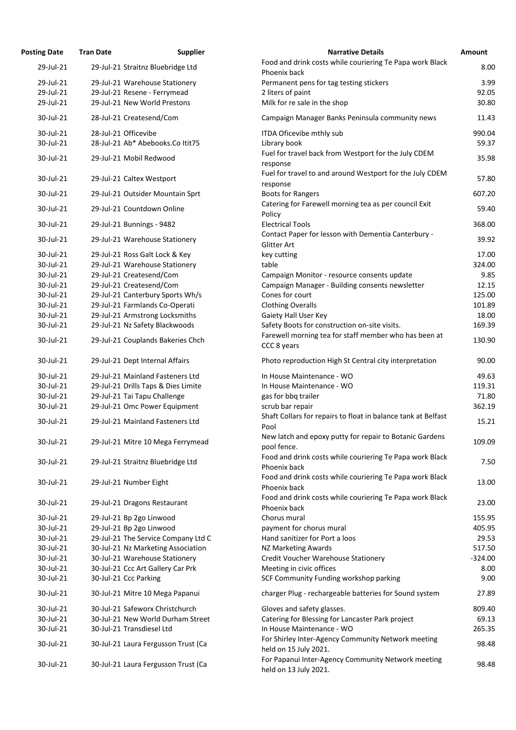| Posting Date | Tran Date | Supplier | Narrative Details | Amount |
|---|---|---|---|---|
| 29-Jul-21 | 29-Jul-21 | Straitnz Bluebridge Ltd | Food and drink costs while couriering Te Papa work Black Phoenix back | 8.00 |
| 29-Jul-21 | 29-Jul-21 | Warehouse Stationery | Permanent pens for tag testing stickers | 3.99 |
| 29-Jul-21 | 29-Jul-21 | Resene - Ferrymead | 2 liters of paint | 92.05 |
| 29-Jul-21 | 29-Jul-21 | New World Prestons | Milk for re sale in the shop | 30.80 |
| 30-Jul-21 | 28-Jul-21 | Createsend/Com | Campaign Manager Banks Peninsula community news | 11.43 |
| 30-Jul-21 | 28-Jul-21 | Officevibe | ITDA Oficevibe mthly sub | 990.04 |
| 30-Jul-21 | 28-Jul-21 | Ab* Abebooks.Co Itit75 | Library book | 59.37 |
| 30-Jul-21 | 29-Jul-21 | Mobil Redwood | Fuel for travel back from Westport for the July CDEM response | 35.98 |
| 30-Jul-21 | 29-Jul-21 | Caltex Westport | Fuel for travel to and around Westport for the July CDEM response | 57.80 |
| 30-Jul-21 | 29-Jul-21 | Outsider Mountain Sprt | Boots for Rangers | 607.20 |
| 30-Jul-21 | 29-Jul-21 | Countdown Online | Catering for Farewell morning tea as per council Exit Policy | 59.40 |
| 30-Jul-21 | 29-Jul-21 | Bunnings - 9482 | Electrical Tools | 368.00 |
| 30-Jul-21 | 29-Jul-21 | Warehouse Stationery | Contact Paper for lesson with Dementia Canterbury - Glitter Art | 39.92 |
| 30-Jul-21 | 29-Jul-21 | Ross Galt Lock & Key | key cutting | 17.00 |
| 30-Jul-21 | 29-Jul-21 | Warehouse Stationery | table | 324.00 |
| 30-Jul-21 | 29-Jul-21 | Createsend/Com | Campaign Monitor - resource consents update | 9.85 |
| 30-Jul-21 | 29-Jul-21 | Createsend/Com | Campaign Manager - Building consents newsletter | 12.15 |
| 30-Jul-21 | 29-Jul-21 | Canterbury Sports Wh/s | Cones for court | 125.00 |
| 30-Jul-21 | 29-Jul-21 | Farmlands Co-Operati | Clothing Overalls | 101.89 |
| 30-Jul-21 | 29-Jul-21 | Armstrong Locksmiths | Gaiety Hall User Key | 18.00 |
| 30-Jul-21 | 29-Jul-21 | Nz Safety Blackwoods | Safety Boots for construction on-site visits. | 169.39 |
| 30-Jul-21 | 29-Jul-21 | Couplands Bakeries Chch | Farewell morning tea for staff member who has been at CCC 8 years | 130.90 |
| 30-Jul-21 | 29-Jul-21 | Dept Internal Affairs | Photo reproduction High St Central city interpretation | 90.00 |
| 30-Jul-21 | 29-Jul-21 | Mainland Fasteners Ltd | In House Maintenance - WO | 49.63 |
| 30-Jul-21 | 29-Jul-21 | Drills Taps & Dies Limite | In House Maintenance - WO | 119.31 |
| 30-Jul-21 | 29-Jul-21 | Tai Tapu Challenge | gas for bbq trailer | 71.80 |
| 30-Jul-21 | 29-Jul-21 | Omc Power Equipment | scrub bar repair | 362.19 |
| 30-Jul-21 | 29-Jul-21 | Mainland Fasteners Ltd | Shaft Collars for repairs to float in balance tank at Belfast Pool | 15.21 |
| 30-Jul-21 | 29-Jul-21 | Mitre 10 Mega Ferrymead | New latch and epoxy putty for repair to Botanic Gardens pool fence. | 109.09 |
| 30-Jul-21 | 29-Jul-21 | Straitnz Bluebridge Ltd | Food and drink costs while couriering Te Papa work Black Phoenix back | 7.50 |
| 30-Jul-21 | 29-Jul-21 | Number Eight | Food and drink costs while couriering Te Papa work Black Phoenix back | 13.00 |
| 30-Jul-21 | 29-Jul-21 | Dragons Restaurant | Food and drink costs while couriering Te Papa work Black Phoenix back | 23.00 |
| 30-Jul-21 | 29-Jul-21 | Bp 2go Linwood | Chorus mural | 155.95 |
| 30-Jul-21 | 29-Jul-21 | Bp 2go Linwood | payment for chorus mural | 405.95 |
| 30-Jul-21 | 29-Jul-21 | The Service Company Ltd C | Hand sanitizer for Port a loos | 29.53 |
| 30-Jul-21 | 30-Jul-21 | Nz Marketing Association | NZ Marketing Awards | 517.50 |
| 30-Jul-21 | 30-Jul-21 | Warehouse Stationery | Credit Voucher Warehouse Stationery | -324.00 |
| 30-Jul-21 | 30-Jul-21 | Ccc Art Gallery Car Prk | Meeting in civic offices | 8.00 |
| 30-Jul-21 | 30-Jul-21 | Ccc Parking | SCF Community Funding workshop parking | 9.00 |
| 30-Jul-21 | 30-Jul-21 | Mitre 10 Mega Papanui | charger Plug - rechargeable batteries for Sound system | 27.89 |
| 30-Jul-21 | 30-Jul-21 | Safeworx Christchurch | Gloves and safety glasses. | 809.40 |
| 30-Jul-21 | 30-Jul-21 | New World Durham Street | Catering for Blessing for Lancaster Park project | 69.13 |
| 30-Jul-21 | 30-Jul-21 | Transdiesel Ltd | In House Maintenance - WO | 265.35 |
| 30-Jul-21 | 30-Jul-21 | Laura Fergusson Trust (Ca | For Shirley Inter-Agency Community Network meeting held on 15 July 2021. | 98.48 |
| 30-Jul-21 | 30-Jul-21 | Laura Fergusson Trust (Ca | For Papanui Inter-Agency Community Network meeting held on 13 July 2021. | 98.48 |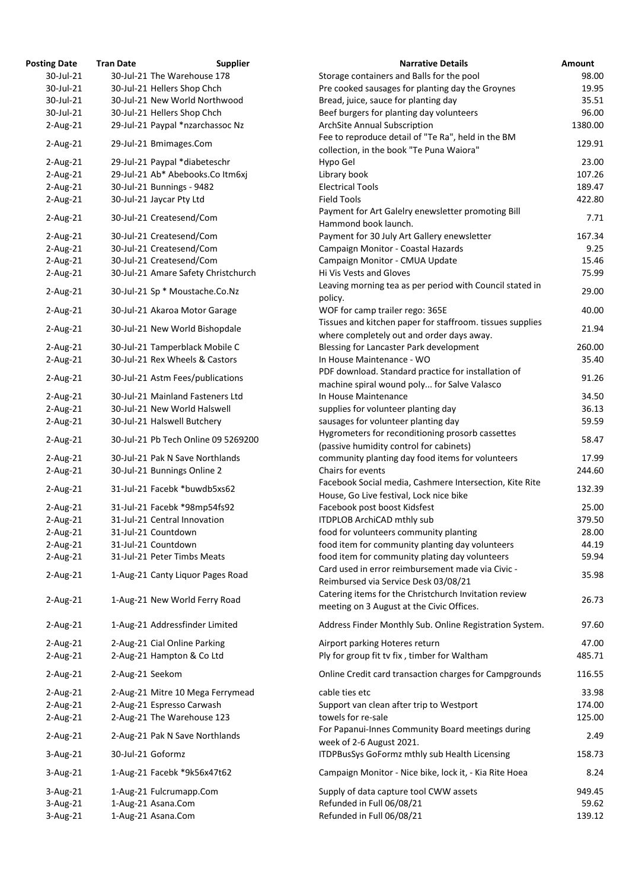| Posting Date | Tran Date | Supplier | Narrative Details | Amount |
|---|---|---|---|---|
| 30-Jul-21 | 30-Jul-21 | The Warehouse 178 | Storage containers and Balls for the pool | 98.00 |
| 30-Jul-21 | 30-Jul-21 | Hellers Shop Chch | Pre cooked sausages for planting day the Groynes | 19.95 |
| 30-Jul-21 | 30-Jul-21 | New World Northwood | Bread, juice, sauce for planting day | 35.51 |
| 30-Jul-21 | 30-Jul-21 | Hellers Shop Chch | Beef burgers for planting day volunteers | 96.00 |
| 2-Aug-21 | 29-Jul-21 | Paypal *nzarchassoc Nz | ArchSite Annual Subscription | 1380.00 |
| 2-Aug-21 | 29-Jul-21 | Bmimages.Com | Fee to reproduce detail of "Te Ra", held in the BM collection, in the book "Te Puna Waiora" | 129.91 |
| 2-Aug-21 | 29-Jul-21 | Paypal *diabeteschr | Hypo Gel | 23.00 |
| 2-Aug-21 | 29-Jul-21 | Ab* Abebooks.Co Itm6xj | Library book | 107.26 |
| 2-Aug-21 | 30-Jul-21 | Bunnings - 9482 | Electrical Tools | 189.47 |
| 2-Aug-21 | 30-Jul-21 | Jaycar Pty Ltd | Field Tools | 422.80 |
| 2-Aug-21 | 30-Jul-21 | Createsend/Com | Payment for Art Galelry enewsletter promoting Bill Hammond book launch. | 7.71 |
| 2-Aug-21 | 30-Jul-21 | Createsend/Com | Payment for 30 July Art Gallery enewsletter | 167.34 |
| 2-Aug-21 | 30-Jul-21 | Createsend/Com | Campaign Monitor - Coastal Hazards | 9.25 |
| 2-Aug-21 | 30-Jul-21 | Createsend/Com | Campaign Monitor - CMUA Update | 15.46 |
| 2-Aug-21 | 30-Jul-21 | Amare Safety Christchurch | Hi Vis Vests and Gloves | 75.99 |
| 2-Aug-21 | 30-Jul-21 | Sp * Moustache.Co.Nz | Leaving morning tea as per period with Council stated in policy. | 29.00 |
| 2-Aug-21 | 30-Jul-21 | Akaroa Motor Garage | WOF for camp trailer rego: 365E | 40.00 |
| 2-Aug-21 | 30-Jul-21 | New World Bishopdale | Tissues and kitchen paper for staffroom. tissues supplies where completely out and order days away. | 21.94 |
| 2-Aug-21 | 30-Jul-21 | Tamperblack Mobile C | Blessing for Lancaster Park development | 260.00 |
| 2-Aug-21 | 30-Jul-21 | Rex Wheels & Castors | In House Maintenance - WO | 35.40 |
| 2-Aug-21 | 30-Jul-21 | Astm Fees/publications | PDF download. Standard practice for installation of machine spiral wound poly... for Salve Valasco | 91.26 |
| 2-Aug-21 | 30-Jul-21 | Mainland Fasteners Ltd | In House Maintenance | 34.50 |
| 2-Aug-21 | 30-Jul-21 | New World Halswell | supplies for volunteer planting day | 36.13 |
| 2-Aug-21 | 30-Jul-21 | Halswell Butchery | sausages for volunteer planting day | 59.59 |
| 2-Aug-21 | 30-Jul-21 | Pb Tech Online 09 5269200 | Hygrometers for reconditioning prosorb cassettes (passive humidity control for cabinets) | 58.47 |
| 2-Aug-21 | 30-Jul-21 | Pak N Save Northlands | community planting day food items for volunteers | 17.99 |
| 2-Aug-21 | 30-Jul-21 | Bunnings Online 2 | Chairs for events | 244.60 |
| 2-Aug-21 | 31-Jul-21 | Facebk *buwdb5xs62 | Facebook Social media, Cashmere Intersection, Kite Rite House, Go Live festival, Lock nice bike | 132.39 |
| 2-Aug-21 | 31-Jul-21 | Facebk *98mp54fs92 | Facebook post boost Kidsfest | 25.00 |
| 2-Aug-21 | 31-Jul-21 | Central Innovation | ITDPLOB ArchiCAD mthly sub | 379.50 |
| 2-Aug-21 | 31-Jul-21 | Countdown | food for volunteers community planting | 28.00 |
| 2-Aug-21 | 31-Jul-21 | Countdown | food item for community planting day volunteers | 44.19 |
| 2-Aug-21 | 31-Jul-21 | Peter Timbs Meats | food item for community plating day volunteers | 59.94 |
| 2-Aug-21 | 1-Aug-21 | Canty Liquor Pages Road | Card used in error reimbursement made via Civic - Reimbursed via Service Desk 03/08/21 | 35.98 |
| 2-Aug-21 | 1-Aug-21 | New World Ferry Road | Catering items for the Christchurch Invitation review meeting on 3 August at the Civic Offices. | 26.73 |
| 2-Aug-21 | 1-Aug-21 | Addressfinder Limited | Address Finder Monthly Sub. Online Registration System. | 97.60 |
| 2-Aug-21 | 2-Aug-21 | Cial Online Parking | Airport parking Hoteres return | 47.00 |
| 2-Aug-21 | 2-Aug-21 | Hampton & Co Ltd | Ply for group fit tv fix , timber for Waltham | 485.71 |
| 2-Aug-21 | 2-Aug-21 | Seekom | Online Credit card transaction charges for Campgrounds | 116.55 |
| 2-Aug-21 | 2-Aug-21 | Mitre 10 Mega Ferrymead | cable ties etc | 33.98 |
| 2-Aug-21 | 2-Aug-21 | Espresso Carwash | Support van clean after trip to Westport | 174.00 |
| 2-Aug-21 | 2-Aug-21 | The Warehouse 123 | towels for re-sale | 125.00 |
| 2-Aug-21 | 2-Aug-21 | Pak N Save Northlands | For Papanui-Innes Community Board meetings during week of 2-6 August 2021. | 2.49 |
| 3-Aug-21 | 30-Jul-21 | Goformz | ITDPBusSys GoFormz mthly sub Health Licensing | 158.73 |
| 3-Aug-21 | 1-Aug-21 | Facebk *9k56x47t62 | Campaign Monitor - Nice bike, lock it, - Kia Rite Hoea | 8.24 |
| 3-Aug-21 | 1-Aug-21 | Fulcrumapp.Com | Supply of data capture tool CWW assets | 949.45 |
| 3-Aug-21 | 1-Aug-21 | Asana.Com | Refunded in Full 06/08/21 | 59.62 |
| 3-Aug-21 | 1-Aug-21 | Asana.Com | Refunded in Full 06/08/21 | 139.12 |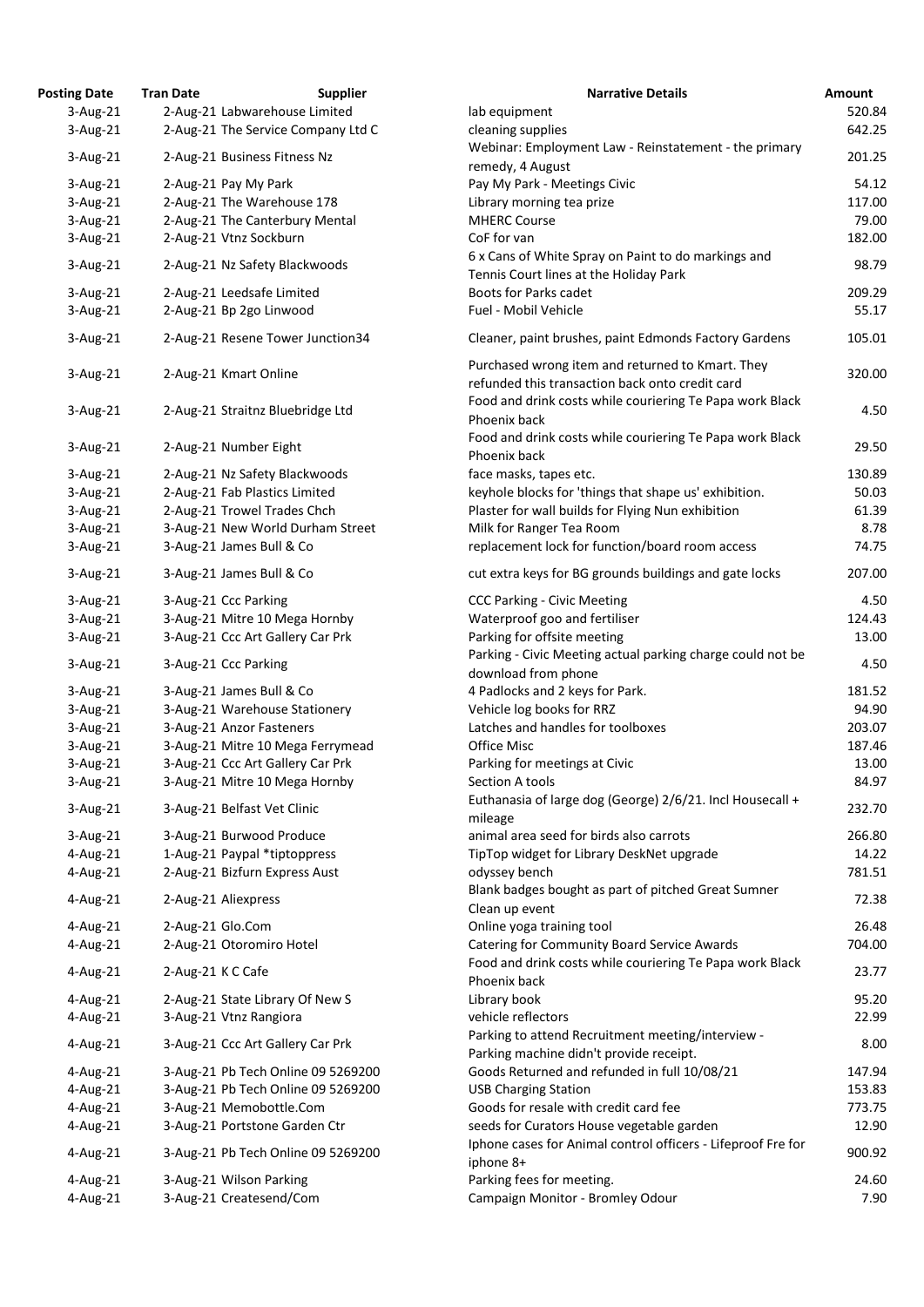| Posting Date | Tran Date | Supplier | Narrative Details | Amount |
|---|---|---|---|---|
| 3-Aug-21 | 2-Aug-21 | Labwarehouse Limited | lab equipment | 520.84 |
| 3-Aug-21 | 2-Aug-21 | The Service Company Ltd C | cleaning supplies | 642.25 |
| 3-Aug-21 | 2-Aug-21 | Business Fitness Nz | Webinar: Employment Law - Reinstatement - the primary remedy, 4 August | 201.25 |
| 3-Aug-21 | 2-Aug-21 | Pay My Park | Pay My Park - Meetings Civic | 54.12 |
| 3-Aug-21 | 2-Aug-21 | The Warehouse 178 | Library morning tea prize | 117.00 |
| 3-Aug-21 | 2-Aug-21 | The Canterbury Mental | MHERC Course | 79.00 |
| 3-Aug-21 | 2-Aug-21 | Vtnz Sockburn | CoF for van | 182.00 |
| 3-Aug-21 | 2-Aug-21 | Nz Safety Blackwoods | 6 x Cans of White Spray on Paint to do markings and Tennis Court lines at the Holiday Park | 98.79 |
| 3-Aug-21 | 2-Aug-21 | Leedsafe Limited | Boots for Parks cadet | 209.29 |
| 3-Aug-21 | 2-Aug-21 | Bp 2go Linwood | Fuel - Mobil Vehicle | 55.17 |
| 3-Aug-21 | 2-Aug-21 | Resene Tower Junction34 | Cleaner, paint brushes, paint Edmonds Factory Gardens | 105.01 |
| 3-Aug-21 | 2-Aug-21 | Kmart Online | Purchased wrong item and returned to Kmart. They refunded this transaction back onto credit card | 320.00 |
| 3-Aug-21 | 2-Aug-21 | Straitnz Bluebridge Ltd | Food and drink costs while couriering Te Papa work Black Phoenix back | 4.50 |
| 3-Aug-21 | 2-Aug-21 | Number Eight | Food and drink costs while couriering Te Papa work Black Phoenix back | 29.50 |
| 3-Aug-21 | 2-Aug-21 | Nz Safety Blackwoods | face masks, tapes etc. | 130.89 |
| 3-Aug-21 | 2-Aug-21 | Fab Plastics Limited | keyhole blocks for 'things that shape us' exhibition. | 50.03 |
| 3-Aug-21 | 2-Aug-21 | Trowel Trades Chch | Plaster for wall builds for Flying Nun exhibition | 61.39 |
| 3-Aug-21 | 3-Aug-21 | New World Durham Street | Milk for Ranger Tea Room | 8.78 |
| 3-Aug-21 | 3-Aug-21 | James Bull & Co | replacement lock for function/board room access | 74.75 |
| 3-Aug-21 | 3-Aug-21 | James Bull & Co | cut extra keys for BG grounds buildings and gate locks | 207.00 |
| 3-Aug-21 | 3-Aug-21 | Ccc Parking | CCC Parking - Civic Meeting | 4.50 |
| 3-Aug-21 | 3-Aug-21 | Mitre 10 Mega Hornby | Waterproof goo and fertiliser | 124.43 |
| 3-Aug-21 | 3-Aug-21 | Ccc Art Gallery Car Prk | Parking for offsite meeting | 13.00 |
| 3-Aug-21 | 3-Aug-21 | Ccc Parking | Parking - Civic Meeting actual parking charge could not be download from phone | 4.50 |
| 3-Aug-21 | 3-Aug-21 | James Bull & Co | 4 Padlocks and 2 keys for Park. | 181.52 |
| 3-Aug-21 | 3-Aug-21 | Warehouse Stationery | Vehicle log books for RRZ | 94.90 |
| 3-Aug-21 | 3-Aug-21 | Anzor Fasteners | Latches and handles for toolboxes | 203.07 |
| 3-Aug-21 | 3-Aug-21 | Mitre 10 Mega Ferrymead | Office Misc | 187.46 |
| 3-Aug-21 | 3-Aug-21 | Ccc Art Gallery Car Prk | Parking for meetings at Civic | 13.00 |
| 3-Aug-21 | 3-Aug-21 | Mitre 10 Mega Hornby | Section A tools | 84.97 |
| 3-Aug-21 | 3-Aug-21 | Belfast Vet Clinic | Euthanasia of large dog (George) 2/6/21. Incl Housecall + mileage | 232.70 |
| 3-Aug-21 | 3-Aug-21 | Burwood Produce | animal area seed for birds also carrots | 266.80 |
| 4-Aug-21 | 1-Aug-21 | Paypal *tiptoppress | TipTop widget for Library DeskNet upgrade | 14.22 |
| 4-Aug-21 | 2-Aug-21 | Bizfurn Express Aust | odyssey bench | 781.51 |
| 4-Aug-21 | 2-Aug-21 | Aliexpress | Blank badges bought as part of pitched Great Sumner Clean up event | 72.38 |
| 4-Aug-21 | 2-Aug-21 | Glo.Com | Online yoga training tool | 26.48 |
| 4-Aug-21 | 2-Aug-21 | Otoromiro Hotel | Catering for Community Board Service Awards | 704.00 |
| 4-Aug-21 | 2-Aug-21 | K C Cafe | Food and drink costs while couriering Te Papa work Black Phoenix back | 23.77 |
| 4-Aug-21 | 2-Aug-21 | State Library Of New S | Library book | 95.20 |
| 4-Aug-21 | 3-Aug-21 | Vtnz Rangiora | vehicle reflectors | 22.99 |
| 4-Aug-21 | 3-Aug-21 | Ccc Art Gallery Car Prk | Parking to attend Recruitment meeting/interview - Parking machine didn't provide receipt. | 8.00 |
| 4-Aug-21 | 3-Aug-21 | Pb Tech Online 09 5269200 | Goods Returned and refunded in full 10/08/21 | 147.94 |
| 4-Aug-21 | 3-Aug-21 | Pb Tech Online 09 5269200 | USB Charging Station | 153.83 |
| 4-Aug-21 | 3-Aug-21 | Memobottle.Com | Goods for resale with credit card fee | 773.75 |
| 4-Aug-21 | 3-Aug-21 | Portstone Garden Ctr | seeds for Curators House vegetable garden | 12.90 |
| 4-Aug-21 | 3-Aug-21 | Pb Tech Online 09 5269200 | Iphone cases for Animal control officers - Lifeproof Fre for iphone 8+ | 900.92 |
| 4-Aug-21 | 3-Aug-21 | Wilson Parking | Parking fees for meeting. | 24.60 |
| 4-Aug-21 | 3-Aug-21 | Createsend/Com | Campaign Monitor - Bromley Odour | 7.90 |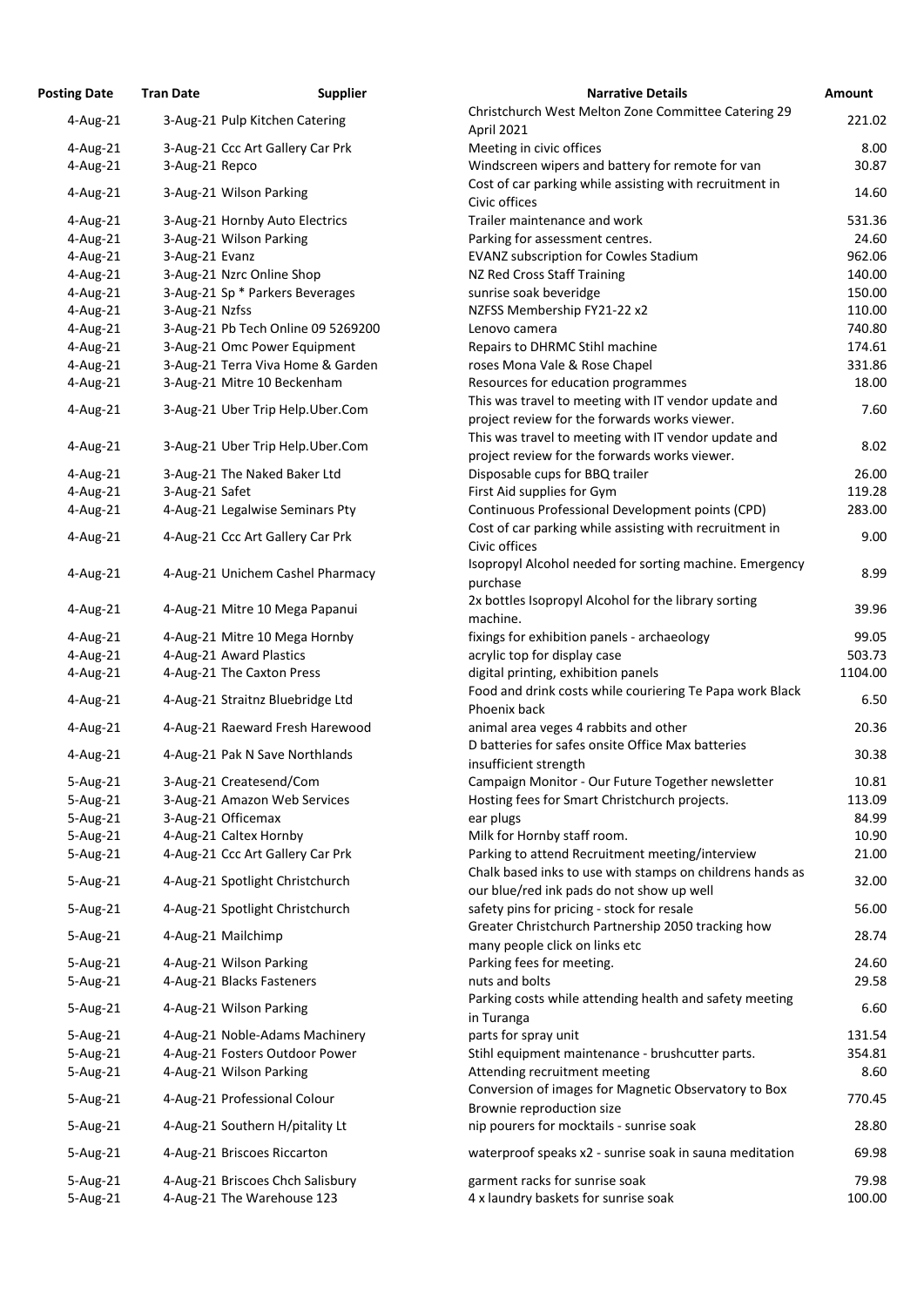| Posting Date | Tran Date | Supplier | Narrative Details | Amount |
|---|---|---|---|---|
| 4-Aug-21 | 3-Aug-21 | Pulp Kitchen Catering | Christchurch West Melton Zone Committee Catering 29 April 2021 | 221.02 |
| 4-Aug-21 | 3-Aug-21 | Ccc Art Gallery Car Prk | Meeting in civic offices | 8.00 |
| 4-Aug-21 | 3-Aug-21 | Repco | Windscreen wipers and battery for remote for van | 30.87 |
| 4-Aug-21 | 3-Aug-21 | Wilson Parking | Cost of car parking while assisting with recruitment in Civic offices | 14.60 |
| 4-Aug-21 | 3-Aug-21 | Hornby Auto Electrics | Trailer maintenance and work | 531.36 |
| 4-Aug-21 | 3-Aug-21 | Wilson Parking | Parking for assessment centres. | 24.60 |
| 4-Aug-21 | 3-Aug-21 | Evanz | EVANZ subscription for Cowles Stadium | 962.06 |
| 4-Aug-21 | 3-Aug-21 | Nzrc Online Shop | NZ Red Cross Staff Training | 140.00 |
| 4-Aug-21 | 3-Aug-21 | Sp * Parkers Beverages | sunrise soak beveridge | 150.00 |
| 4-Aug-21 | 3-Aug-21 | Nzfss | NZFSS Membership FY21-22 x2 | 110.00 |
| 4-Aug-21 | 3-Aug-21 | Pb Tech Online 09 5269200 | Lenovo camera | 740.80 |
| 4-Aug-21 | 3-Aug-21 | Omc Power Equipment | Repairs to DHRMC Stihl machine | 174.61 |
| 4-Aug-21 | 3-Aug-21 | Terra Viva Home & Garden | roses Mona Vale & Rose Chapel | 331.86 |
| 4-Aug-21 | 3-Aug-21 | Mitre 10 Beckenham | Resources for education programmes | 18.00 |
| 4-Aug-21 | 3-Aug-21 | Uber Trip Help.Uber.Com | This was travel to meeting with IT vendor update and project review for the forwards works viewer. | 7.60 |
| 4-Aug-21 | 3-Aug-21 | Uber Trip Help.Uber.Com | This was travel to meeting with IT vendor update and project review for the forwards works viewer. | 8.02 |
| 4-Aug-21 | 3-Aug-21 | The Naked Baker Ltd | Disposable cups for BBQ trailer | 26.00 |
| 4-Aug-21 | 3-Aug-21 | Safet | First Aid supplies for Gym | 119.28 |
| 4-Aug-21 | 4-Aug-21 | Legalwise Seminars Pty | Continuous Professional Development points (CPD) | 283.00 |
| 4-Aug-21 | 4-Aug-21 | Ccc Art Gallery Car Prk | Cost of car parking while assisting with recruitment in Civic offices | 9.00 |
| 4-Aug-21 | 4-Aug-21 | Unichem Cashel Pharmacy | Isopropyl Alcohol needed for sorting machine. Emergency purchase | 8.99 |
| 4-Aug-21 | 4-Aug-21 | Mitre 10 Mega Papanui | 2x bottles Isopropyl Alcohol for the library sorting machine. | 39.96 |
| 4-Aug-21 | 4-Aug-21 | Mitre 10 Mega Hornby | fixings for exhibition panels - archaeology | 99.05 |
| 4-Aug-21 | 4-Aug-21 | Award Plastics | acrylic top for display case | 503.73 |
| 4-Aug-21 | 4-Aug-21 | The Caxton Press | digital printing, exhibition panels | 1104.00 |
| 4-Aug-21 | 4-Aug-21 | Straitnz Bluebridge Ltd | Food and drink costs while couriering Te Papa work Black Phoenix back | 6.50 |
| 4-Aug-21 | 4-Aug-21 | Raeward Fresh Harewood | animal area veges 4 rabbits and other | 20.36 |
| 4-Aug-21 | 4-Aug-21 | Pak N Save Northlands | D batteries for safes onsite Office Max batteries insufficient strength | 30.38 |
| 5-Aug-21 | 3-Aug-21 | Createsend/Com | Campaign Monitor - Our Future Together newsletter | 10.81 |
| 5-Aug-21 | 3-Aug-21 | Amazon Web Services | Hosting fees for Smart Christchurch projects. | 113.09 |
| 5-Aug-21 | 3-Aug-21 | Officemax | ear plugs | 84.99 |
| 5-Aug-21 | 4-Aug-21 | Caltex Hornby | Milk for Hornby staff room. | 10.90 |
| 5-Aug-21 | 4-Aug-21 | Ccc Art Gallery Car Prk | Parking to attend Recruitment meeting/interview | 21.00 |
| 5-Aug-21 | 4-Aug-21 | Spotlight Christchurch | Chalk based inks to use with stamps on childrens hands as our blue/red ink pads do not show up well | 32.00 |
| 5-Aug-21 | 4-Aug-21 | Spotlight Christchurch | safety pins for pricing - stock for resale | 56.00 |
| 5-Aug-21 | 4-Aug-21 | Mailchimp | Greater Christchurch Partnership 2050 tracking how many people click on links etc | 28.74 |
| 5-Aug-21 | 4-Aug-21 | Wilson Parking | Parking fees for meeting. | 24.60 |
| 5-Aug-21 | 4-Aug-21 | Blacks Fasteners | nuts and bolts | 29.58 |
| 5-Aug-21 | 4-Aug-21 | Wilson Parking | Parking costs while attending health and safety meeting in Turanga | 6.60 |
| 5-Aug-21 | 4-Aug-21 | Noble-Adams Machinery | parts for spray unit | 131.54 |
| 5-Aug-21 | 4-Aug-21 | Fosters Outdoor Power | Stihl equipment maintenance - brushcutter parts. | 354.81 |
| 5-Aug-21 | 4-Aug-21 | Wilson Parking | Attending recruitment meeting | 8.60 |
| 5-Aug-21 | 4-Aug-21 | Professional Colour | Conversion of images for Magnetic Observatory to Box Brownie reproduction size | 770.45 |
| 5-Aug-21 | 4-Aug-21 | Southern H/pitality Lt | nip pourers for mocktails - sunrise soak | 28.80 |
| 5-Aug-21 | 4-Aug-21 | Briscoes Riccarton | waterproof speaks x2 - sunrise soak in sauna meditation | 69.98 |
| 5-Aug-21 | 4-Aug-21 | Briscoes Chch Salisbury | garment racks for sunrise soak | 79.98 |
| 5-Aug-21 | 4-Aug-21 | The Warehouse 123 | 4 x laundry baskets for sunrise soak | 100.00 |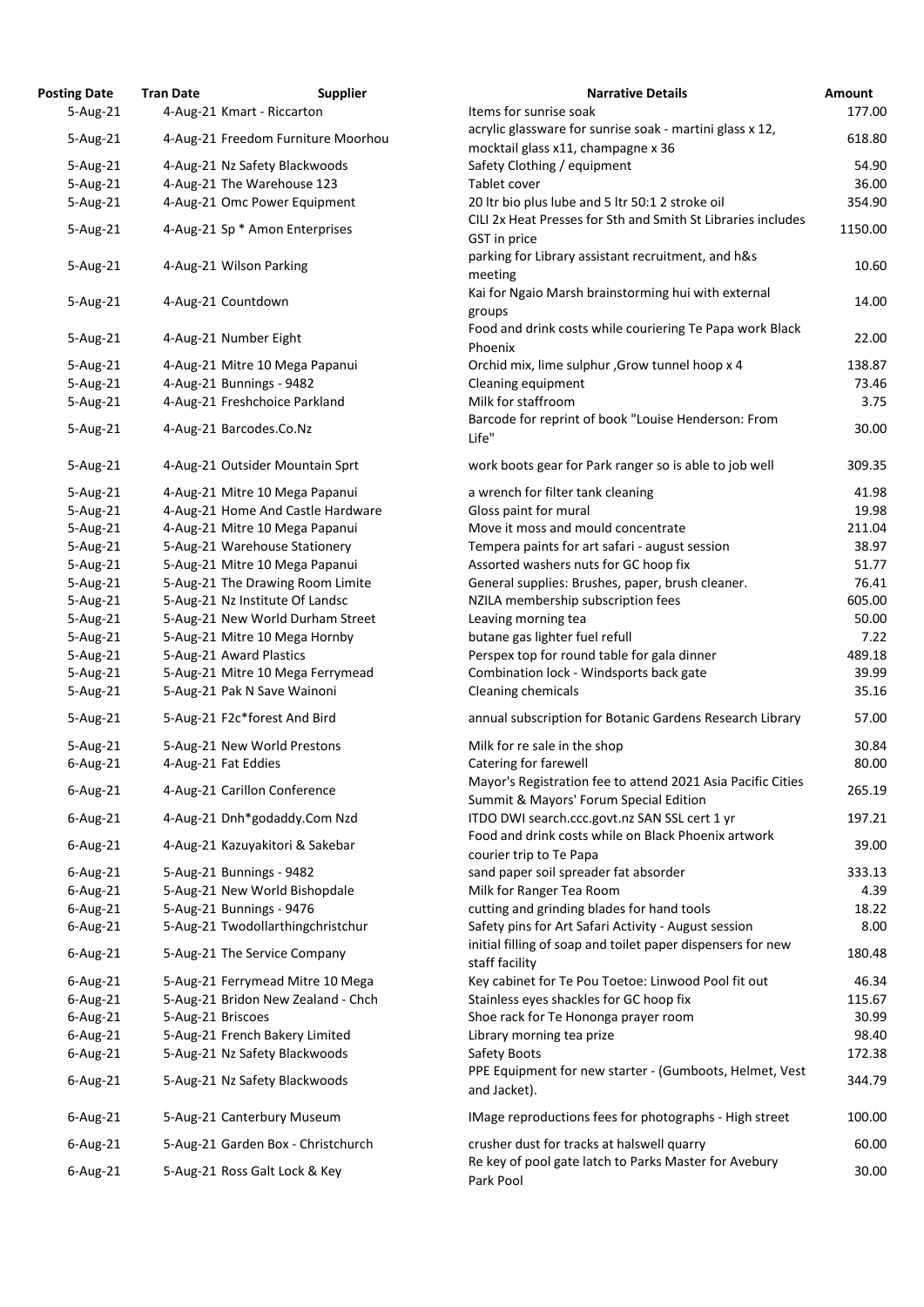| Posting Date | Tran Date | Supplier | Narrative Details | Amount |
|---|---|---|---|---|
| 5-Aug-21 | 4-Aug-21 | Kmart - Riccarton | Items for sunrise soak | 177.00 |
| 5-Aug-21 | 4-Aug-21 | Freedom Furniture Moorhou | acrylic glassware for sunrise soak - martini glass x 12, mocktail glass x11, champagne x 36 | 618.80 |
| 5-Aug-21 | 4-Aug-21 | Nz Safety Blackwoods | Safety Clothing / equipment | 54.90 |
| 5-Aug-21 | 4-Aug-21 | The Warehouse 123 | Tablet cover | 36.00 |
| 5-Aug-21 | 4-Aug-21 | Omc Power Equipment | 20 ltr bio plus lube and 5 ltr 50:1 2 stroke oil | 354.90 |
| 5-Aug-21 | 4-Aug-21 | Sp * Amon Enterprises | CILI 2x Heat Presses for Sth and Smith St Libraries includes GST in price | 1150.00 |
| 5-Aug-21 | 4-Aug-21 | Wilson Parking | parking for Library assistant recruitment, and h&s meeting | 10.60 |
| 5-Aug-21 | 4-Aug-21 | Countdown | Kai for Ngaio Marsh brainstorming hui with external groups | 14.00 |
| 5-Aug-21 | 4-Aug-21 | Number Eight | Food and drink costs while couriering Te Papa work Black Phoenix | 22.00 |
| 5-Aug-21 | 4-Aug-21 | Mitre 10 Mega Papanui | Orchid mix, lime sulphur ,Grow tunnel hoop x 4 | 138.87 |
| 5-Aug-21 | 4-Aug-21 | Bunnings - 9482 | Cleaning equipment | 73.46 |
| 5-Aug-21 | 4-Aug-21 | Freshchoice Parkland | Milk for staffroom | 3.75 |
| 5-Aug-21 | 4-Aug-21 | Barcodes.Co.Nz | Barcode for reprint of book "Louise Henderson: From Life" | 30.00 |
| 5-Aug-21 | 4-Aug-21 | Outsider Mountain Sprt | work boots gear for Park ranger so is able to job well | 309.35 |
| 5-Aug-21 | 4-Aug-21 | Mitre 10 Mega Papanui | a wrench for filter tank cleaning | 41.98 |
| 5-Aug-21 | 4-Aug-21 | Home And Castle Hardware | Gloss paint for mural | 19.98 |
| 5-Aug-21 | 4-Aug-21 | Mitre 10 Mega Papanui | Move it moss and mould concentrate | 211.04 |
| 5-Aug-21 | 5-Aug-21 | Warehouse Stationery | Tempera paints for art safari - august session | 38.97 |
| 5-Aug-21 | 5-Aug-21 | Mitre 10 Mega Papanui | Assorted washers nuts for GC hoop fix | 51.77 |
| 5-Aug-21 | 5-Aug-21 | The Drawing Room Limite | General supplies: Brushes, paper, brush cleaner. | 76.41 |
| 5-Aug-21 | 5-Aug-21 | Nz Institute Of Landsc | NZILA membership subscription fees | 605.00 |
| 5-Aug-21 | 5-Aug-21 | New World Durham Street | Leaving morning tea | 50.00 |
| 5-Aug-21 | 5-Aug-21 | Mitre 10 Mega Hornby | butane gas lighter fuel refull | 7.22 |
| 5-Aug-21 | 5-Aug-21 | Award Plastics | Perspex top for round table for gala dinner | 489.18 |
| 5-Aug-21 | 5-Aug-21 | Mitre 10 Mega Ferrymead | Combination lock - Windsports back gate | 39.99 |
| 5-Aug-21 | 5-Aug-21 | Pak N Save Wainoni | Cleaning chemicals | 35.16 |
| 5-Aug-21 | 5-Aug-21 | F2c*forest And Bird | annual subscription for Botanic Gardens Research Library | 57.00 |
| 5-Aug-21 | 5-Aug-21 | New World Prestons | Milk for re sale in the shop | 30.84 |
| 6-Aug-21 | 4-Aug-21 | Fat Eddies | Catering for farewell | 80.00 |
| 6-Aug-21 | 4-Aug-21 | Carillon Conference | Mayor's Registration fee to attend 2021 Asia Pacific Cities Summit & Mayors' Forum Special Edition | 265.19 |
| 6-Aug-21 | 4-Aug-21 | Dnh*godaddy.Com Nzd | ITDO DWI search.ccc.govt.nz SAN SSL cert 1 yr | 197.21 |
| 6-Aug-21 | 4-Aug-21 | Kazuyakitori & Sakebar | Food and drink costs while on Black Phoenix artwork courier trip to Te Papa | 39.00 |
| 6-Aug-21 | 5-Aug-21 | Bunnings - 9482 | sand paper soil spreader fat absorder | 333.13 |
| 6-Aug-21 | 5-Aug-21 | New World Bishopdale | Milk for Ranger Tea Room | 4.39 |
| 6-Aug-21 | 5-Aug-21 | Bunnings - 9476 | cutting and grinding blades for hand tools | 18.22 |
| 6-Aug-21 | 5-Aug-21 | Twodollarthingchristchur | Safety pins for Art Safari Activity - August session | 8.00 |
| 6-Aug-21 | 5-Aug-21 | The Service Company | initial filling of soap and toilet paper dispensers for new staff facility | 180.48 |
| 6-Aug-21 | 5-Aug-21 | Ferrymead Mitre 10 Mega | Key cabinet for Te Pou Toetoe: Linwood Pool fit out | 46.34 |
| 6-Aug-21 | 5-Aug-21 | Bridon New Zealand - Chch | Stainless eyes shackles for GC hoop fix | 115.67 |
| 6-Aug-21 | 5-Aug-21 | Briscoes | Shoe rack for Te Hononga prayer room | 30.99 |
| 6-Aug-21 | 5-Aug-21 | French Bakery Limited | Library morning tea prize | 98.40 |
| 6-Aug-21 | 5-Aug-21 | Nz Safety Blackwoods | Safety Boots | 172.38 |
| 6-Aug-21 | 5-Aug-21 | Nz Safety Blackwoods | PPE Equipment for new starter - (Gumboots, Helmet, Vest and Jacket). | 344.79 |
| 6-Aug-21 | 5-Aug-21 | Canterbury Museum | IMage reproductions fees for photographs - High street | 100.00 |
| 6-Aug-21 | 5-Aug-21 | Garden Box - Christchurch | crusher dust for tracks at halswell quarry | 60.00 |
| 6-Aug-21 | 5-Aug-21 | Ross Galt Lock & Key | Re key of pool gate latch to Parks Master for Avebury Park Pool | 30.00 |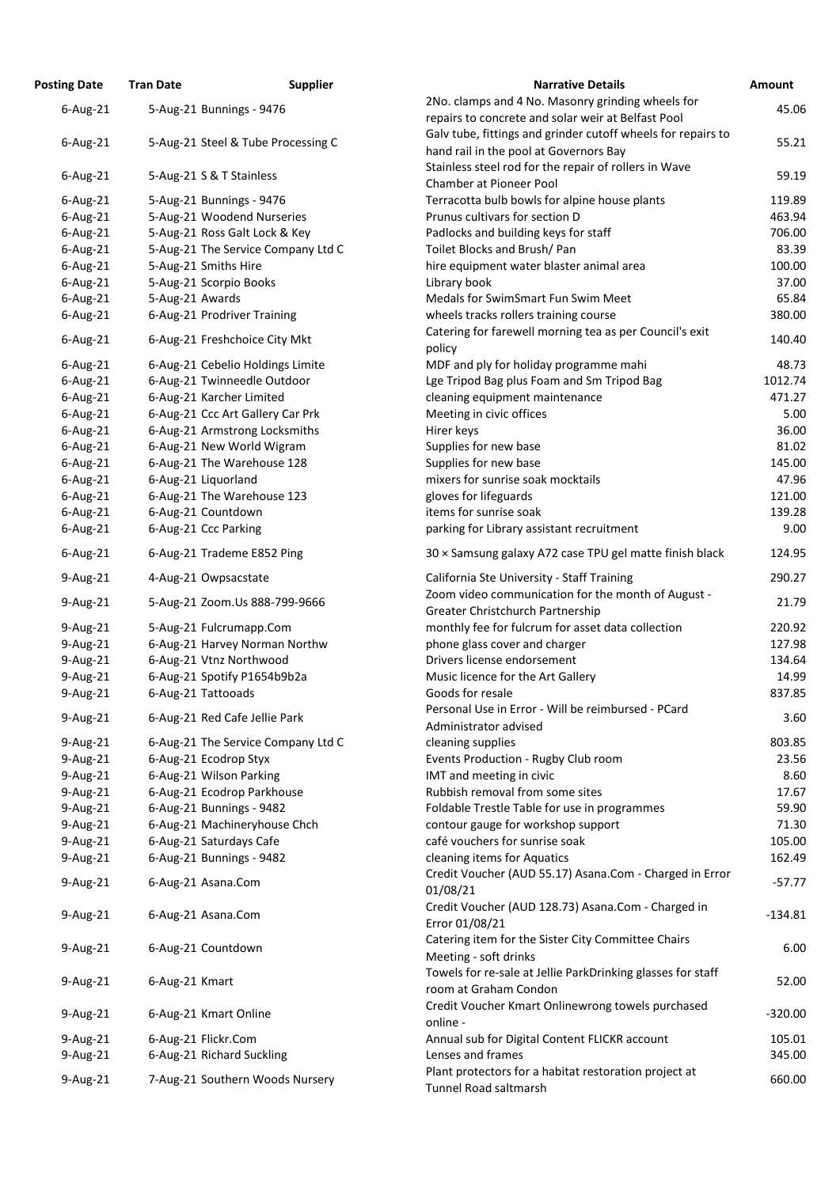| Posting Date | Tran Date | Supplier | Narrative Details | Amount |
|---|---|---|---|---|
| 6-Aug-21 | 5-Aug-21 | Bunnings - 9476 | 2No. clamps and 4 No. Masonry grinding wheels for repairs to concrete and solar weir at Belfast Pool | 45.06 |
| 6-Aug-21 | 5-Aug-21 | Steel & Tube Processing C | Galv tube, fittings and grinder cutoff wheels for repairs to hand rail in the pool at Governors Bay | 55.21 |
| 6-Aug-21 | 5-Aug-21 | S & T Stainless | Stainless steel rod for the repair of rollers in Wave Chamber at Pioneer Pool | 59.19 |
| 6-Aug-21 | 5-Aug-21 | Bunnings - 9476 | Terracotta bulb bowls for alpine house plants | 119.89 |
| 6-Aug-21 | 5-Aug-21 | Woodend Nurseries | Prunus cultivars for section D | 463.94 |
| 6-Aug-21 | 5-Aug-21 | Ross Galt Lock & Key | Padlocks and building keys for staff | 706.00 |
| 6-Aug-21 | 5-Aug-21 | The Service Company Ltd C | Toilet Blocks and Brush/ Pan | 83.39 |
| 6-Aug-21 | 5-Aug-21 | Smiths Hire | hire equipment water blaster animal area | 100.00 |
| 6-Aug-21 | 5-Aug-21 | Scorpio Books | Library book | 37.00 |
| 6-Aug-21 | 5-Aug-21 | Awards | Medals for SwimSmart Fun Swim Meet | 65.84 |
| 6-Aug-21 | 6-Aug-21 | Prodriver Training | wheels tracks rollers training course | 380.00 |
| 6-Aug-21 | 6-Aug-21 | Freshchoice City Mkt | Catering for farewell morning tea as per Council's exit policy | 140.40 |
| 6-Aug-21 | 6-Aug-21 | Cebelio Holdings Limite | MDF and ply for holiday programme mahi | 48.73 |
| 6-Aug-21 | 6-Aug-21 | Twinneedle Outdoor | Lge Tripod Bag plus Foam and Sm Tripod Bag | 1012.74 |
| 6-Aug-21 | 6-Aug-21 | Karcher Limited | cleaning equipment maintenance | 471.27 |
| 6-Aug-21 | 6-Aug-21 | Ccc Art Gallery Car Prk | Meeting in civic offices | 5.00 |
| 6-Aug-21 | 6-Aug-21 | Armstrong Locksmiths | Hirer keys | 36.00 |
| 6-Aug-21 | 6-Aug-21 | New World Wigram | Supplies for new base | 81.02 |
| 6-Aug-21 | 6-Aug-21 | The Warehouse 128 | Supplies for new base | 145.00 |
| 6-Aug-21 | 6-Aug-21 | Liquorland | mixers for sunrise soak mocktails | 47.96 |
| 6-Aug-21 | 6-Aug-21 | The Warehouse 123 | gloves for lifeguards | 121.00 |
| 6-Aug-21 | 6-Aug-21 | Countdown | items for sunrise soak | 139.28 |
| 6-Aug-21 | 6-Aug-21 | Ccc Parking | parking for Library assistant recruitment | 9.00 |
| 6-Aug-21 | 6-Aug-21 | Trademe E852 Ping | 30 × Samsung galaxy A72 case TPU gel matte finish black | 124.95 |
| 9-Aug-21 | 4-Aug-21 | Owpsacstate | California Ste University - Staff Training | 290.27 |
| 9-Aug-21 | 5-Aug-21 | Zoom.Us 888-799-9666 | Zoom video communication for the month of August - Greater Christchurch Partnership | 21.79 |
| 9-Aug-21 | 5-Aug-21 | Fulcrumapp.Com | monthly fee for fulcrum for asset data collection | 220.92 |
| 9-Aug-21 | 6-Aug-21 | Harvey Norman Northw | phone glass cover and charger | 127.98 |
| 9-Aug-21 | 6-Aug-21 | Vtnz Northwood | Drivers license endorsement | 134.64 |
| 9-Aug-21 | 6-Aug-21 | Spotify P1654b9b2a | Music licence for the Art Gallery | 14.99 |
| 9-Aug-21 | 6-Aug-21 | Tattooads | Goods for resale | 837.85 |
| 9-Aug-21 | 6-Aug-21 | Red Cafe Jellie Park | Personal Use in Error - Will be reimbursed - PCard Administrator advised | 3.60 |
| 9-Aug-21 | 6-Aug-21 | The Service Company Ltd C | cleaning supplies | 803.85 |
| 9-Aug-21 | 6-Aug-21 | Ecodrop Styx | Events Production - Rugby Club room | 23.56 |
| 9-Aug-21 | 6-Aug-21 | Wilson Parking | IMT and meeting in civic | 8.60 |
| 9-Aug-21 | 6-Aug-21 | Ecodrop Parkhouse | Rubbish removal from some sites | 17.67 |
| 9-Aug-21 | 6-Aug-21 | Bunnings - 9482 | Foldable Trestle Table for use in programmes | 59.90 |
| 9-Aug-21 | 6-Aug-21 | Machineryhouse Chch | contour gauge for workshop support | 71.30 |
| 9-Aug-21 | 6-Aug-21 | Saturdays Cafe | café vouchers for sunrise soak | 105.00 |
| 9-Aug-21 | 6-Aug-21 | Bunnings - 9482 | cleaning items for Aquatics | 162.49 |
| 9-Aug-21 | 6-Aug-21 | Asana.Com | Credit Voucher (AUD 55.17) Asana.Com - Charged in Error 01/08/21 | -57.77 |
| 9-Aug-21 | 6-Aug-21 | Asana.Com | Credit Voucher (AUD 128.73) Asana.Com - Charged in Error 01/08/21 | -134.81 |
| 9-Aug-21 | 6-Aug-21 | Countdown | Catering item for the Sister City Committee Chairs Meeting - soft drinks | 6.00 |
| 9-Aug-21 | 6-Aug-21 | Kmart | Towels for re-sale at Jellie ParkDrinking glasses for staff room at Graham Condon | 52.00 |
| 9-Aug-21 | 6-Aug-21 | Kmart Online | Credit Voucher Kmart Onlinewrong towels purchased online - | -320.00 |
| 9-Aug-21 | 6-Aug-21 | Flickr.Com | Annual sub for Digital Content FLICKR account | 105.01 |
| 9-Aug-21 | 6-Aug-21 | Richard Suckling | Lenses and frames | 345.00 |
| 9-Aug-21 | 7-Aug-21 | Southern Woods Nursery | Plant protectors for a habitat restoration project at Tunnel Road saltmarsh | 660.00 |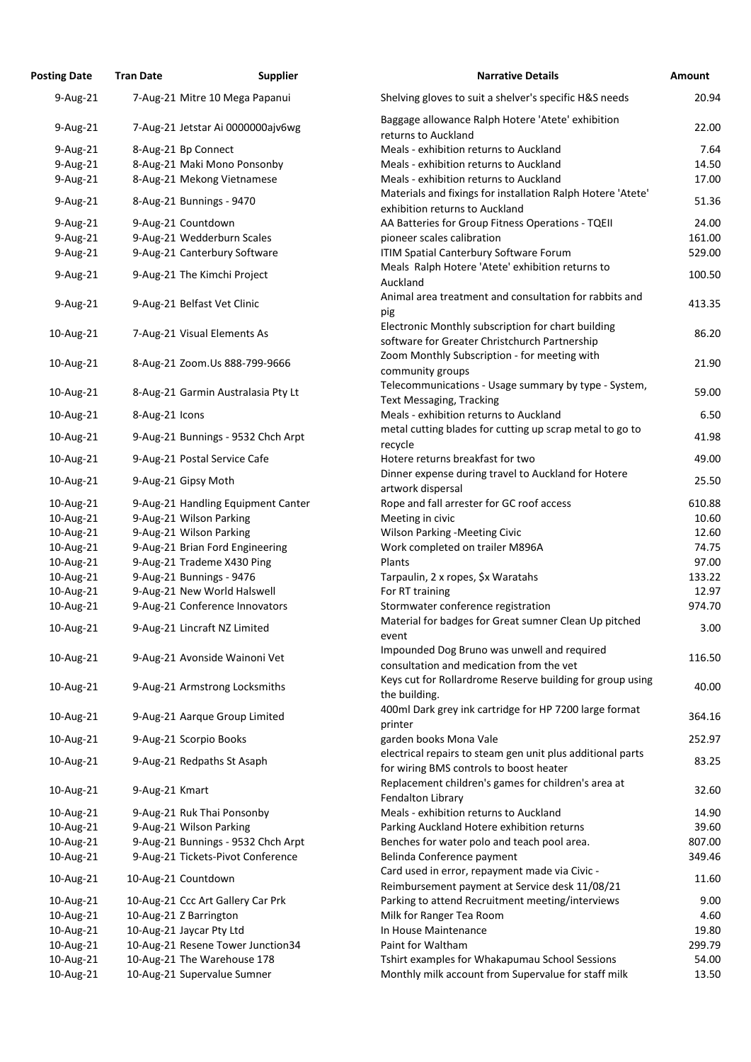| Posting Date | Tran Date | Supplier | Narrative Details | Amount |
|---|---|---|---|---|
| 9-Aug-21 | 7-Aug-21 | Mitre 10 Mega Papanui | Shelving gloves to suit a shelver's specific H&S needs | 20.94 |
| 9-Aug-21 | 7-Aug-21 | Jetstar Ai 0000000ajv6wg | Baggage allowance Ralph Hotere 'Atete' exhibition returns to Auckland | 22.00 |
| 9-Aug-21 | 8-Aug-21 | Bp Connect | Meals - exhibition returns to Auckland | 7.64 |
| 9-Aug-21 | 8-Aug-21 | Maki Mono Ponsonby | Meals - exhibition returns to Auckland | 14.50 |
| 9-Aug-21 | 8-Aug-21 | Mekong Vietnamese | Meals - exhibition returns to Auckland | 17.00 |
| 9-Aug-21 | 8-Aug-21 | Bunnings - 9470 | Materials and fixings for installation Ralph Hotere 'Atete' exhibition returns to Auckland | 51.36 |
| 9-Aug-21 | 9-Aug-21 | Countdown | AA Batteries for Group Fitness Operations - TQEII | 24.00 |
| 9-Aug-21 | 9-Aug-21 | Wedderburn Scales | pioneer scales calibration | 161.00 |
| 9-Aug-21 | 9-Aug-21 | Canterbury Software | ITIM Spatial Canterbury Software Forum | 529.00 |
| 9-Aug-21 | 9-Aug-21 | The Kimchi Project | Meals Ralph Hotere 'Atete' exhibition returns to Auckland | 100.50 |
| 9-Aug-21 | 9-Aug-21 | Belfast Vet Clinic | Animal area treatment and consultation for rabbits and pig | 413.35 |
| 10-Aug-21 | 7-Aug-21 | Visual Elements As | Electronic Monthly subscription for chart building software for Greater Christchurch Partnership | 86.20 |
| 10-Aug-21 | 8-Aug-21 | Zoom.Us 888-799-9666 | Zoom Monthly Subscription - for meeting with community groups | 21.90 |
| 10-Aug-21 | 8-Aug-21 | Garmin Australasia Pty Lt | Telecommunications - Usage summary by type - System, Text Messaging, Tracking | 59.00 |
| 10-Aug-21 | 8-Aug-21 | Icons | Meals - exhibition returns to Auckland | 6.50 |
| 10-Aug-21 | 9-Aug-21 | Bunnings - 9532 Chch Arpt | metal cutting blades for cutting up scrap metal to go to recycle | 41.98 |
| 10-Aug-21 | 9-Aug-21 | Postal Service Cafe | Hotere returns breakfast for two | 49.00 |
| 10-Aug-21 | 9-Aug-21 | Gipsy Moth | Dinner expense during travel to Auckland for Hotere artwork dispersal | 25.50 |
| 10-Aug-21 | 9-Aug-21 | Handling Equipment Canter | Rope and fall arrester for GC roof access | 610.88 |
| 10-Aug-21 | 9-Aug-21 | Wilson Parking | Meeting in civic | 10.60 |
| 10-Aug-21 | 9-Aug-21 | Wilson Parking | Wilson Parking -Meeting Civic | 12.60 |
| 10-Aug-21 | 9-Aug-21 | Brian Ford Engineering | Work completed on trailer M896A | 74.75 |
| 10-Aug-21 | 9-Aug-21 | Trademe X430 Ping | Plants | 97.00 |
| 10-Aug-21 | 9-Aug-21 | Bunnings - 9476 | Tarpaulin, 2 x ropes, $x Waratahs | 133.22 |
| 10-Aug-21 | 9-Aug-21 | New World Halswell | For RT training | 12.97 |
| 10-Aug-21 | 9-Aug-21 | Conference Innovators | Stormwater conference registration | 974.70 |
| 10-Aug-21 | 9-Aug-21 | Lincraft NZ Limited | Material for badges for Great sumner Clean Up pitched event | 3.00 |
| 10-Aug-21 | 9-Aug-21 | Avonside Wainoni Vet | Impounded Dog Bruno was unwell and required consultation and medication from the vet | 116.50 |
| 10-Aug-21 | 9-Aug-21 | Armstrong Locksmiths | Keys cut for Rollardrome Reserve building for group using the building. | 40.00 |
| 10-Aug-21 | 9-Aug-21 | Aarque Group Limited | 400ml Dark grey ink cartridge for HP 7200 large format printer | 364.16 |
| 10-Aug-21 | 9-Aug-21 | Scorpio Books | garden books Mona Vale | 252.97 |
| 10-Aug-21 | 9-Aug-21 | Redpaths St Asaph | electrical repairs to steam gen unit plus additional parts for wiring BMS controls to boost heater | 83.25 |
| 10-Aug-21 | 9-Aug-21 | Kmart | Replacement children's games for children's area at Fendalton Library | 32.60 |
| 10-Aug-21 | 9-Aug-21 | Ruk Thai Ponsonby | Meals - exhibition returns to Auckland | 14.90 |
| 10-Aug-21 | 9-Aug-21 | Wilson Parking | Parking Auckland Hotere exhibition returns | 39.60 |
| 10-Aug-21 | 9-Aug-21 | Bunnings - 9532 Chch Arpt | Benches for water polo and teach pool area. | 807.00 |
| 10-Aug-21 | 9-Aug-21 | Tickets-Pivot Conference | Belinda Conference payment | 349.46 |
| 10-Aug-21 | 10-Aug-21 | Countdown | Card used in error, repayment made via Civic - Reimbursement payment at Service desk 11/08/21 | 11.60 |
| 10-Aug-21 | 10-Aug-21 | Ccc Art Gallery Car Prk | Parking to attend Recruitment meeting/interviews | 9.00 |
| 10-Aug-21 | 10-Aug-21 | Z Barrington | Milk for Ranger Tea Room | 4.60 |
| 10-Aug-21 | 10-Aug-21 | Jaycar Pty Ltd | In House Maintenance | 19.80 |
| 10-Aug-21 | 10-Aug-21 | Resene Tower Junction34 | Paint for Waltham | 299.79 |
| 10-Aug-21 | 10-Aug-21 | The Warehouse 178 | Tshirt examples for Whakapumau School Sessions | 54.00 |
| 10-Aug-21 | 10-Aug-21 | Supervalue Sumner | Monthly milk account from Supervalue for staff milk | 13.50 |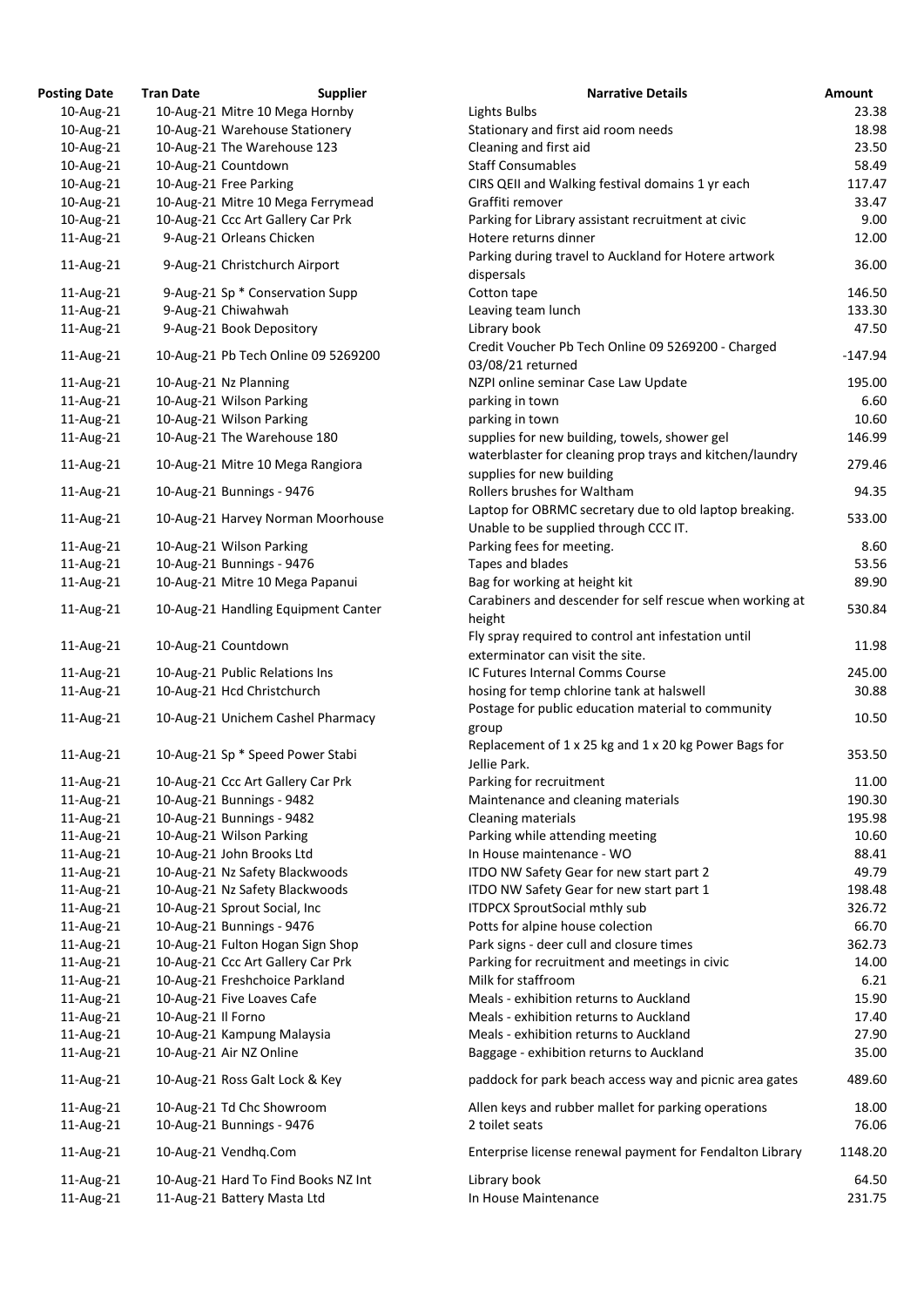| Posting Date | Tran Date | Supplier | Narrative Details | Amount |
|---|---|---|---|---|
| 10-Aug-21 | 10-Aug-21 | Mitre 10 Mega Hornby | Lights Bulbs | 23.38 |
| 10-Aug-21 | 10-Aug-21 | Warehouse Stationery | Stationary and first aid room needs | 18.98 |
| 10-Aug-21 | 10-Aug-21 | The Warehouse 123 | Cleaning and first aid | 23.50 |
| 10-Aug-21 | 10-Aug-21 | Countdown | Staff Consumables | 58.49 |
| 10-Aug-21 | 10-Aug-21 | Free Parking | CIRS QEII and Walking festival domains 1 yr each | 117.47 |
| 10-Aug-21 | 10-Aug-21 | Mitre 10 Mega Ferrymead | Graffiti remover | 33.47 |
| 10-Aug-21 | 10-Aug-21 | Ccc Art Gallery Car Prk | Parking for Library assistant recruitment at civic | 9.00 |
| 11-Aug-21 | 9-Aug-21 | Orleans Chicken | Hotere returns dinner | 12.00 |
| 11-Aug-21 | 9-Aug-21 | Christchurch Airport | Parking during travel to Auckland for Hotere artwork dispersals | 36.00 |
| 11-Aug-21 | 9-Aug-21 | Sp * Conservation Supp | Cotton tape | 146.50 |
| 11-Aug-21 | 9-Aug-21 | Chiwahwah | Leaving team lunch | 133.30 |
| 11-Aug-21 | 9-Aug-21 | Book Depository | Library book | 47.50 |
| 11-Aug-21 | 10-Aug-21 | Pb Tech Online 09 5269200 | Credit Voucher Pb Tech Online 09 5269200 - Charged 03/08/21 returned | -147.94 |
| 11-Aug-21 | 10-Aug-21 | Nz Planning | NZPI online seminar Case Law Update | 195.00 |
| 11-Aug-21 | 10-Aug-21 | Wilson Parking | parking in town | 6.60 |
| 11-Aug-21 | 10-Aug-21 | Wilson Parking | parking in town | 10.60 |
| 11-Aug-21 | 10-Aug-21 | The Warehouse 180 | supplies for new building, towels, shower gel | 146.99 |
| 11-Aug-21 | 10-Aug-21 | Mitre 10 Mega Rangiora | waterblaster for cleaning prop trays and kitchen/laundry supplies for new building | 279.46 |
| 11-Aug-21 | 10-Aug-21 | Bunnings - 9476 | Rollers brushes for Waltham | 94.35 |
| 11-Aug-21 | 10-Aug-21 | Harvey Norman Moorhouse | Laptop for OBRMC secretary due to old laptop breaking. Unable to be supplied through CCC IT. | 533.00 |
| 11-Aug-21 | 10-Aug-21 | Wilson Parking | Parking fees for meeting. | 8.60 |
| 11-Aug-21 | 10-Aug-21 | Bunnings - 9476 | Tapes and blades | 53.56 |
| 11-Aug-21 | 10-Aug-21 | Mitre 10 Mega Papanui | Bag for working at height kit | 89.90 |
| 11-Aug-21 | 10-Aug-21 | Handling Equipment Canter | Carabiners and descender for self rescue when working at height | 530.84 |
| 11-Aug-21 | 10-Aug-21 | Countdown | Fly spray required to control ant infestation until exterminator can visit the site. | 11.98 |
| 11-Aug-21 | 10-Aug-21 | Public Relations Ins | IC Futures Internal Comms Course | 245.00 |
| 11-Aug-21 | 10-Aug-21 | Hcd Christchurch | hosing for temp chlorine tank at halswell | 30.88 |
| 11-Aug-21 | 10-Aug-21 | Unichem Cashel Pharmacy | Postage for public education material to community group | 10.50 |
| 11-Aug-21 | 10-Aug-21 | Sp * Speed Power Stabi | Replacement of 1 x 25 kg and 1 x 20 kg Power Bags for Jellie Park. | 353.50 |
| 11-Aug-21 | 10-Aug-21 | Ccc Art Gallery Car Prk | Parking for recruitment | 11.00 |
| 11-Aug-21 | 10-Aug-21 | Bunnings - 9482 | Maintenance and cleaning materials | 190.30 |
| 11-Aug-21 | 10-Aug-21 | Bunnings - 9482 | Cleaning materials | 195.98 |
| 11-Aug-21 | 10-Aug-21 | Wilson Parking | Parking while attending meeting | 10.60 |
| 11-Aug-21 | 10-Aug-21 | John Brooks Ltd | In House maintenance - WO | 88.41 |
| 11-Aug-21 | 10-Aug-21 | Nz Safety Blackwoods | ITDO NW Safety Gear for new start part 2 | 49.79 |
| 11-Aug-21 | 10-Aug-21 | Nz Safety Blackwoods | ITDO NW Safety Gear for new start part 1 | 198.48 |
| 11-Aug-21 | 10-Aug-21 | Sprout Social, Inc | ITDPCX SproutSocial mthly sub | 326.72 |
| 11-Aug-21 | 10-Aug-21 | Bunnings - 9476 | Potts for alpine house colection | 66.70 |
| 11-Aug-21 | 10-Aug-21 | Fulton Hogan Sign Shop | Park signs - deer cull and closure times | 362.73 |
| 11-Aug-21 | 10-Aug-21 | Ccc Art Gallery Car Prk | Parking for recruitment and meetings in civic | 14.00 |
| 11-Aug-21 | 10-Aug-21 | Freshchoice Parkland | Milk for staffroom | 6.21 |
| 11-Aug-21 | 10-Aug-21 | Five Loaves Cafe | Meals - exhibition returns to Auckland | 15.90 |
| 11-Aug-21 | 10-Aug-21 | Il Forno | Meals - exhibition returns to Auckland | 17.40 |
| 11-Aug-21 | 10-Aug-21 | Kampung Malaysia | Meals - exhibition returns to Auckland | 27.90 |
| 11-Aug-21 | 10-Aug-21 | Air NZ Online | Baggage - exhibition returns to Auckland | 35.00 |
| 11-Aug-21 | 10-Aug-21 | Ross Galt Lock & Key | paddock for park beach access way and picnic area gates | 489.60 |
| 11-Aug-21 | 10-Aug-21 | Td Chc Showroom | Allen keys and rubber mallet for parking operations | 18.00 |
| 11-Aug-21 | 10-Aug-21 | Bunnings - 9476 | 2 toilet seats | 76.06 |
| 11-Aug-21 | 10-Aug-21 | Vendhq.Com | Enterprise license renewal payment for Fendalton Library | 1148.20 |
| 11-Aug-21 | 10-Aug-21 | Hard To Find Books NZ Int | Library book | 64.50 |
| 11-Aug-21 | 11-Aug-21 | Battery Masta Ltd | In House Maintenance | 231.75 |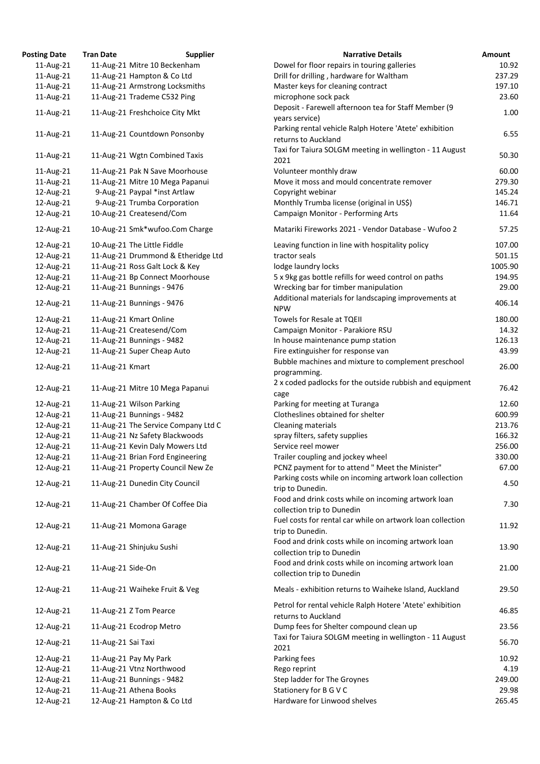| Posting Date | Tran Date | Supplier | Narrative Details | Amount |
|---|---|---|---|---|
| 11-Aug-21 | 11-Aug-21 | Mitre 10 Beckenham | Dowel for floor repairs in touring galleries | 10.92 |
| 11-Aug-21 | 11-Aug-21 | Hampton & Co Ltd | Drill for drilling , hardware for Waltham | 237.29 |
| 11-Aug-21 | 11-Aug-21 | Armstrong Locksmiths | Master keys for cleaning contract | 197.10 |
| 11-Aug-21 | 11-Aug-21 | Trademe C532 Ping | microphone sock pack | 23.60 |
| 11-Aug-21 | 11-Aug-21 | Freshchoice City Mkt | Deposit - Farewell afternoon tea for Staff Member (9 years service) | 1.00 |
| 11-Aug-21 | 11-Aug-21 | Countdown Ponsonby | Parking rental vehicle Ralph Hotere 'Atete' exhibition returns to Auckland | 6.55 |
| 11-Aug-21 | 11-Aug-21 | Wgtn Combined Taxis | Taxi for Taiura SOLGM meeting in wellington - 11 August 2021 | 50.30 |
| 11-Aug-21 | 11-Aug-21 | Pak N Save Moorhouse | Volunteer monthly draw | 60.00 |
| 11-Aug-21 | 11-Aug-21 | Mitre 10 Mega Papanui | Move it moss and mould concentrate remover | 279.30 |
| 12-Aug-21 | 9-Aug-21 | Paypal *inst Artlaw | Copyright webinar | 145.24 |
| 12-Aug-21 | 9-Aug-21 | Trumba Corporation | Monthly Trumba license (original in US$) | 146.71 |
| 12-Aug-21 | 10-Aug-21 | Createsend/Com | Campaign Monitor - Performing Arts | 11.64 |
| 12-Aug-21 | 10-Aug-21 | Smk*wufoo.Com Charge | Matariki Fireworks 2021 - Vendor Database - Wufoo 2 | 57.25 |
| 12-Aug-21 | 10-Aug-21 | The Little Fiddle | Leaving function in line with hospitality policy | 107.00 |
| 12-Aug-21 | 11-Aug-21 | Drummond & Etheridge Ltd | tractor seals | 501.15 |
| 12-Aug-21 | 11-Aug-21 | Ross Galt Lock & Key | lodge laundry locks | 1005.90 |
| 12-Aug-21 | 11-Aug-21 | Bp Connect Moorhouse | 5 x 9kg gas bottle refills for weed control on paths | 194.95 |
| 12-Aug-21 | 11-Aug-21 | Bunnings - 9476 | Wrecking bar for timber manipulation | 29.00 |
| 12-Aug-21 | 11-Aug-21 | Bunnings - 9476 | Additional materials for landscaping improvements at NPW | 406.14 |
| 12-Aug-21 | 11-Aug-21 | Kmart Online | Towels for Resale at TQEII | 180.00 |
| 12-Aug-21 | 11-Aug-21 | Createsend/Com | Campaign Monitor - Parakiore RSU | 14.32 |
| 12-Aug-21 | 11-Aug-21 | Bunnings - 9482 | In house maintenance pump station | 126.13 |
| 12-Aug-21 | 11-Aug-21 | Super Cheap Auto | Fire extinguisher for response van | 43.99 |
| 12-Aug-21 | 11-Aug-21 | Kmart | Bubble machines and mixture to complement preschool programming. | 26.00 |
| 12-Aug-21 | 11-Aug-21 | Mitre 10 Mega Papanui | 2 x coded padlocks for the outside rubbish and equipment cage | 76.42 |
| 12-Aug-21 | 11-Aug-21 | Wilson Parking | Parking for meeting at Turanga | 12.60 |
| 12-Aug-21 | 11-Aug-21 | Bunnings - 9482 | Clotheslines obtained for shelter | 600.99 |
| 12-Aug-21 | 11-Aug-21 | The Service Company Ltd C | Cleaning materials | 213.76 |
| 12-Aug-21 | 11-Aug-21 | Nz Safety Blackwoods | spray filters, safety supplies | 166.32 |
| 12-Aug-21 | 11-Aug-21 | Kevin Daly Mowers Ltd | Service reel mower | 256.00 |
| 12-Aug-21 | 11-Aug-21 | Brian Ford Engineering | Trailer coupling and jockey wheel | 330.00 |
| 12-Aug-21 | 11-Aug-21 | Property Council New Ze | PCNZ payment for to attend " Meet the Minister" | 67.00 |
| 12-Aug-21 | 11-Aug-21 | Dunedin City Council | Parking costs while on incoming artwork loan collection trip to Dunedin. | 4.50 |
| 12-Aug-21 | 11-Aug-21 | Chamber Of Coffee Dia | Food and drink costs while on incoming artwork loan collection trip to Dunedin | 7.30 |
| 12-Aug-21 | 11-Aug-21 | Momona Garage | Fuel costs for rental car while on artwork loan collection trip to Dunedin. | 11.92 |
| 12-Aug-21 | 11-Aug-21 | Shinjuku Sushi | Food and drink costs while on incoming artwork loan collection trip to Dunedin | 13.90 |
| 12-Aug-21 | 11-Aug-21 | Side-On | Food and drink costs while on incoming artwork loan collection trip to Dunedin | 21.00 |
| 12-Aug-21 | 11-Aug-21 | Waiheke Fruit & Veg | Meals - exhibition returns to Waiheke Island, Auckland | 29.50 |
| 12-Aug-21 | 11-Aug-21 | Z Tom Pearce | Petrol for rental vehicle Ralph Hotere 'Atete' exhibition returns to Auckland | 46.85 |
| 12-Aug-21 | 11-Aug-21 | Ecodrop Metro | Dump fees for Shelter compound clean up | 23.56 |
| 12-Aug-21 | 11-Aug-21 | Sai Taxi | Taxi for Taiura SOLGM meeting in wellington - 11 August 2021 | 56.70 |
| 12-Aug-21 | 11-Aug-21 | Pay My Park | Parking fees | 10.92 |
| 12-Aug-21 | 11-Aug-21 | Vtnz Northwood | Rego reprint | 4.19 |
| 12-Aug-21 | 11-Aug-21 | Bunnings - 9482 | Step ladder for The Groynes | 249.00 |
| 12-Aug-21 | 11-Aug-21 | Athena Books | Stationery for B G V C | 29.98 |
| 12-Aug-21 | 12-Aug-21 | Hampton & Co Ltd | Hardware for Linwood shelves | 265.45 |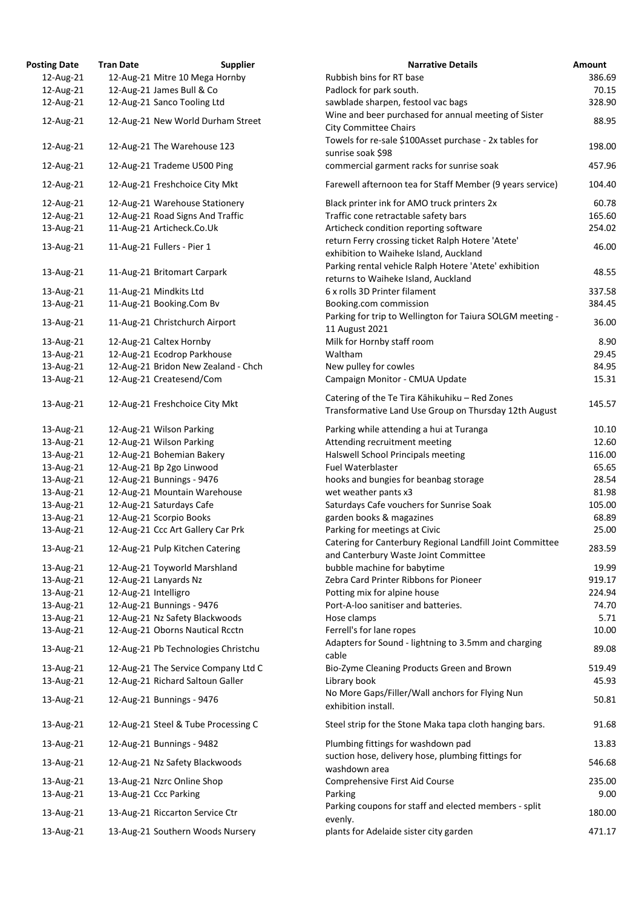| Posting Date | Tran Date | Supplier | Narrative Details | Amount |
| --- | --- | --- | --- | --- |
| 12-Aug-21 | 12-Aug-21 | Mitre 10 Mega Hornby | Rubbish bins for RT base | 386.69 |
| 12-Aug-21 | 12-Aug-21 | James Bull & Co | Padlock for park south. | 70.15 |
| 12-Aug-21 | 12-Aug-21 | Sanco Tooling Ltd | sawblade sharpen, festool vac bags | 328.90 |
| 12-Aug-21 | 12-Aug-21 | New World Durham Street | Wine and beer purchased for annual meeting of Sister City Committee Chairs | 88.95 |
| 12-Aug-21 | 12-Aug-21 | The Warehouse 123 | Towels for re-sale $100Asset purchase - 2x tables for sunrise soak $98 | 198.00 |
| 12-Aug-21 | 12-Aug-21 | Trademe U500 Ping | commercial garment racks for sunrise soak | 457.96 |
| 12-Aug-21 | 12-Aug-21 | Freshchoice City Mkt | Farewell afternoon tea for Staff Member (9 years service) | 104.40 |
| 12-Aug-21 | 12-Aug-21 | Warehouse Stationery | Black printer ink for AMO truck printers 2x | 60.78 |
| 12-Aug-21 | 12-Aug-21 | Road Signs And Traffic | Traffic cone retractable safety bars | 165.60 |
| 13-Aug-21 | 11-Aug-21 | Articheck.Co.Uk | Articheck condition reporting software | 254.02 |
| 13-Aug-21 | 11-Aug-21 | Fullers - Pier 1 | return Ferry crossing ticket Ralph Hotere 'Atete' exhibition to Waiheke Island, Auckland | 46.00 |
| 13-Aug-21 | 11-Aug-21 | Britomart Carpark | Parking rental vehicle Ralph Hotere 'Atete' exhibition returns to Waiheke Island, Auckland | 48.55 |
| 13-Aug-21 | 11-Aug-21 | Mindkits Ltd | 6 x rolls 3D Printer filament | 337.58 |
| 13-Aug-21 | 11-Aug-21 | Booking.Com Bv | Booking.com commission | 384.45 |
| 13-Aug-21 | 11-Aug-21 | Christchurch Airport | Parking for trip to Wellington for Taiura SOLGM meeting - 11 August 2021 | 36.00 |
| 13-Aug-21 | 12-Aug-21 | Caltex Hornby | Milk for Hornby staff room | 8.90 |
| 13-Aug-21 | 12-Aug-21 | Ecodrop Parkhouse | Waltham | 29.45 |
| 13-Aug-21 | 12-Aug-21 | Bridon New Zealand - Chch | New pulley for cowles | 84.95 |
| 13-Aug-21 | 12-Aug-21 | Createsend/Com | Campaign Monitor - CMUA Update | 15.31 |
| 13-Aug-21 | 12-Aug-21 | Freshchoice City Mkt | Catering of the Te Tira Kāhikuhiku – Red Zones Transformative Land Use Group on Thursday 12th August | 145.57 |
| 13-Aug-21 | 12-Aug-21 | Wilson Parking | Parking while attending a hui at Turanga | 10.10 |
| 13-Aug-21 | 12-Aug-21 | Wilson Parking | Attending recruitment meeting | 12.60 |
| 13-Aug-21 | 12-Aug-21 | Bohemian Bakery | Halswell School Principals meeting | 116.00 |
| 13-Aug-21 | 12-Aug-21 | Bp 2go Linwood | Fuel Waterblaster | 65.65 |
| 13-Aug-21 | 12-Aug-21 | Bunnings - 9476 | hooks and bungies for beanbag storage | 28.54 |
| 13-Aug-21 | 12-Aug-21 | Mountain Warehouse | wet weather pants x3 | 81.98 |
| 13-Aug-21 | 12-Aug-21 | Saturdays Cafe | Saturdays Cafe vouchers for Sunrise Soak | 105.00 |
| 13-Aug-21 | 12-Aug-21 | Scorpio Books | garden books & magazines | 68.89 |
| 13-Aug-21 | 12-Aug-21 | Ccc Art Gallery Car Prk | Parking for meetings at Civic | 25.00 |
| 13-Aug-21 | 12-Aug-21 | Pulp Kitchen Catering | Catering for Canterbury Regional Landfill Joint Committee and Canterbury Waste Joint Committee | 283.59 |
| 13-Aug-21 | 12-Aug-21 | Toyworld Marshland | bubble machine for babytime | 19.99 |
| 13-Aug-21 | 12-Aug-21 | Lanyards Nz | Zebra Card Printer Ribbons for Pioneer | 919.17 |
| 13-Aug-21 | 12-Aug-21 | Intelligro | Potting mix for alpine house | 224.94 |
| 13-Aug-21 | 12-Aug-21 | Bunnings - 9476 | Port-A-loo sanitiser and batteries. | 74.70 |
| 13-Aug-21 | 12-Aug-21 | Nz Safety Blackwoods | Hose clamps | 5.71 |
| 13-Aug-21 | 12-Aug-21 | Oborns Nautical Rcctn | Ferrell's for lane ropes | 10.00 |
| 13-Aug-21 | 12-Aug-21 | Pb Technologies Christchu | Adapters for Sound - lightning to 3.5mm and charging cable | 89.08 |
| 13-Aug-21 | 12-Aug-21 | The Service Company Ltd C | Bio-Zyme Cleaning Products Green and Brown | 519.49 |
| 13-Aug-21 | 12-Aug-21 | Richard Saltoun Galler | Library book | 45.93 |
| 13-Aug-21 | 12-Aug-21 | Bunnings - 9476 | No More Gaps/Filler/Wall anchors for Flying Nun exhibition install. | 50.81 |
| 13-Aug-21 | 12-Aug-21 | Steel & Tube Processing C | Steel strip for the Stone Maka tapa cloth hanging bars. | 91.68 |
| 13-Aug-21 | 12-Aug-21 | Bunnings - 9482 | Plumbing fittings for washdown pad | 13.83 |
| 13-Aug-21 | 12-Aug-21 | Nz Safety Blackwoods | suction hose, delivery hose, plumbing fittings for washdown area | 546.68 |
| 13-Aug-21 | 13-Aug-21 | Nzrc Online Shop | Comprehensive First Aid Course | 235.00 |
| 13-Aug-21 | 13-Aug-21 | Ccc Parking | Parking | 9.00 |
| 13-Aug-21 | 13-Aug-21 | Riccarton Service Ctr | Parking coupons for staff and elected members - split evenly. | 180.00 |
| 13-Aug-21 | 13-Aug-21 | Southern Woods Nursery | plants for Adelaide sister city garden | 471.17 |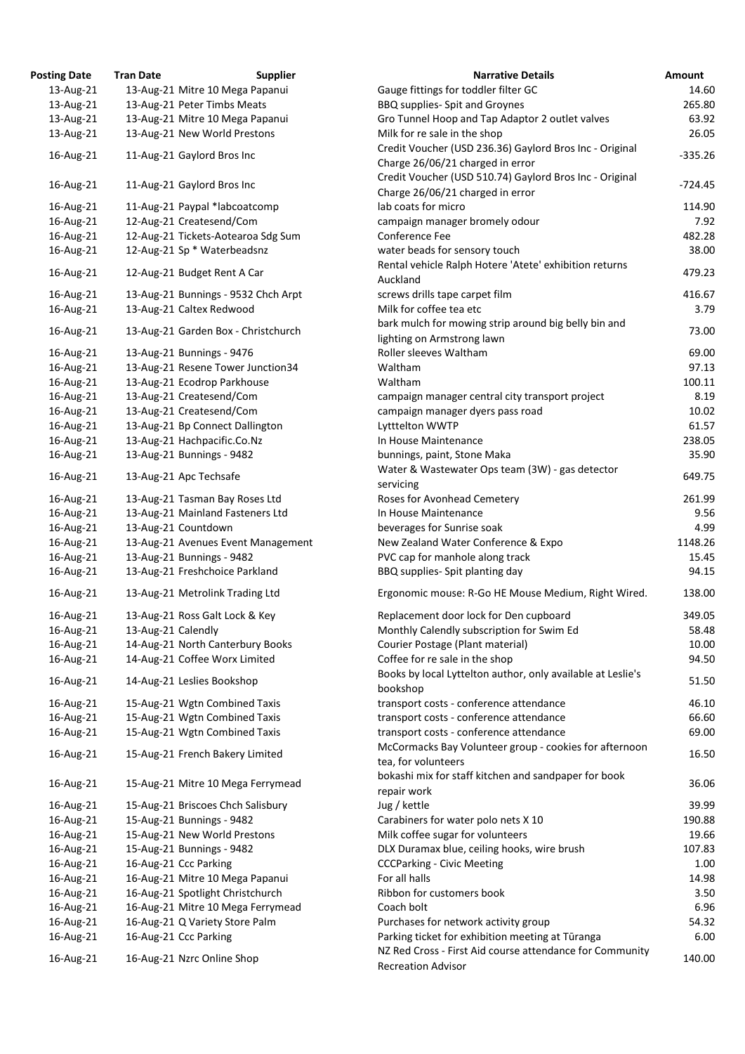| Posting Date | Tran Date | Supplier | Narrative Details | Amount |
|---|---|---|---|---|
| 13-Aug-21 | 13-Aug-21 | Mitre 10 Mega Papanui | Gauge fittings for toddler filter GC | 14.60 |
| 13-Aug-21 | 13-Aug-21 | Peter Timbs Meats | BBQ supplies- Spit and Groynes | 265.80 |
| 13-Aug-21 | 13-Aug-21 | Mitre 10 Mega Papanui | Gro Tunnel Hoop and Tap Adaptor 2 outlet valves | 63.92 |
| 13-Aug-21 | 13-Aug-21 | New World Prestons | Milk for re sale in the shop | 26.05 |
| 16-Aug-21 | 11-Aug-21 | Gaylord Bros Inc | Credit Voucher (USD 236.36) Gaylord Bros Inc - Original Charge 26/06/21 charged in error | -335.26 |
| 16-Aug-21 | 11-Aug-21 | Gaylord Bros Inc | Credit Voucher (USD 510.74) Gaylord Bros Inc - Original Charge 26/06/21 charged in error | -724.45 |
| 16-Aug-21 | 11-Aug-21 | Paypal *labcoatcomp | lab coats for micro | 114.90 |
| 16-Aug-21 | 12-Aug-21 | Createsend/Com | campaign manager bromely odour | 7.92 |
| 16-Aug-21 | 12-Aug-21 | Tickets-Aotearoa Sdg Sum | Conference Fee | 482.28 |
| 16-Aug-21 | 12-Aug-21 | Sp * Waterbeadsnz | water beads for sensory touch | 38.00 |
| 16-Aug-21 | 12-Aug-21 | Budget Rent A Car | Rental vehicle Ralph Hotere 'Atete' exhibition returns Auckland | 479.23 |
| 16-Aug-21 | 13-Aug-21 | Bunnings - 9532 Chch Arpt | screws drills tape carpet film | 416.67 |
| 16-Aug-21 | 13-Aug-21 | Caltex Redwood | Milk for coffee tea etc | 3.79 |
| 16-Aug-21 | 13-Aug-21 | Garden Box - Christchurch | bark mulch for mowing strip around big belly bin and lighting on Armstrong lawn | 73.00 |
| 16-Aug-21 | 13-Aug-21 | Bunnings - 9476 | Roller sleeves Waltham | 69.00 |
| 16-Aug-21 | 13-Aug-21 | Resene Tower Junction34 | Waltham | 97.13 |
| 16-Aug-21 | 13-Aug-21 | Ecodrop Parkhouse | Waltham | 100.11 |
| 16-Aug-21 | 13-Aug-21 | Createsend/Com | campaign manager central city transport project | 8.19 |
| 16-Aug-21 | 13-Aug-21 | Createsend/Com | campaign manager dyers pass road | 10.02 |
| 16-Aug-21 | 13-Aug-21 | Bp Connect Dallington | Lytttelton WWTP | 61.57 |
| 16-Aug-21 | 13-Aug-21 | Hachpacific.Co.Nz | In House Maintenance | 238.05 |
| 16-Aug-21 | 13-Aug-21 | Bunnings - 9482 | bunnings, paint, Stone Maka | 35.90 |
| 16-Aug-21 | 13-Aug-21 | Apc Techsafe | Water & Wastewater Ops team (3W) - gas detector servicing | 649.75 |
| 16-Aug-21 | 13-Aug-21 | Tasman Bay Roses Ltd | Roses for Avonhead Cemetery | 261.99 |
| 16-Aug-21 | 13-Aug-21 | Mainland Fasteners Ltd | In House Maintenance | 9.56 |
| 16-Aug-21 | 13-Aug-21 | Countdown | beverages for Sunrise soak | 4.99 |
| 16-Aug-21 | 13-Aug-21 | Avenues Event Management | New Zealand Water Conference & Expo | 1148.26 |
| 16-Aug-21 | 13-Aug-21 | Bunnings - 9482 | PVC cap for manhole along track | 15.45 |
| 16-Aug-21 | 13-Aug-21 | Freshchoice Parkland | BBQ supplies- Spit planting day | 94.15 |
| 16-Aug-21 | 13-Aug-21 | Metrolink Trading Ltd | Ergonomic mouse: R-Go HE Mouse Medium, Right Wired. | 138.00 |
| 16-Aug-21 | 13-Aug-21 | Ross Galt Lock & Key | Replacement door lock for Den cupboard | 349.05 |
| 16-Aug-21 | 13-Aug-21 | Calendly | Monthly Calendly subscription for Swim Ed | 58.48 |
| 16-Aug-21 | 14-Aug-21 | North Canterbury Books | Courier Postage (Plant material) | 10.00 |
| 16-Aug-21 | 14-Aug-21 | Coffee Worx Limited | Coffee for re sale in the shop | 94.50 |
| 16-Aug-21 | 14-Aug-21 | Leslies Bookshop | Books by local Lyttelton author, only available at Leslie's bookshop | 51.50 |
| 16-Aug-21 | 15-Aug-21 | Wgtn Combined Taxis | transport costs - conference attendance | 46.10 |
| 16-Aug-21 | 15-Aug-21 | Wgtn Combined Taxis | transport costs - conference attendance | 66.60 |
| 16-Aug-21 | 15-Aug-21 | Wgtn Combined Taxis | transport costs - conference attendance | 69.00 |
| 16-Aug-21 | 15-Aug-21 | French Bakery Limited | McCormacks Bay Volunteer group - cookies for afternoon tea, for volunteers | 16.50 |
| 16-Aug-21 | 15-Aug-21 | Mitre 10 Mega Ferrymead | bokashi mix for staff kitchen and sandpaper for book repair work | 36.06 |
| 16-Aug-21 | 15-Aug-21 | Briscoes Chch Salisbury | Jug / kettle | 39.99 |
| 16-Aug-21 | 15-Aug-21 | Bunnings - 9482 | Carabiners for water polo nets X 10 | 190.88 |
| 16-Aug-21 | 15-Aug-21 | New World Prestons | Milk coffee sugar for volunteers | 19.66 |
| 16-Aug-21 | 15-Aug-21 | Bunnings - 9482 | DLX Duramax blue, ceiling hooks, wire brush | 107.83 |
| 16-Aug-21 | 16-Aug-21 | Ccc Parking | CCCParking - Civic Meeting | 1.00 |
| 16-Aug-21 | 16-Aug-21 | Mitre 10 Mega Papanui | For all halls | 14.98 |
| 16-Aug-21 | 16-Aug-21 | Spotlight Christchurch | Ribbon for customers book | 3.50 |
| 16-Aug-21 | 16-Aug-21 | Mitre 10 Mega Ferrymead | Coach bolt | 6.96 |
| 16-Aug-21 | 16-Aug-21 | Q Variety Store Palm | Purchases for network activity group | 54.32 |
| 16-Aug-21 | 16-Aug-21 | Ccc Parking | Parking ticket for exhibition meeting at Tūranga | 6.00 |
| 16-Aug-21 | 16-Aug-21 | Nzrc Online Shop | NZ Red Cross - First Aid course attendance for Community Recreation Advisor | 140.00 |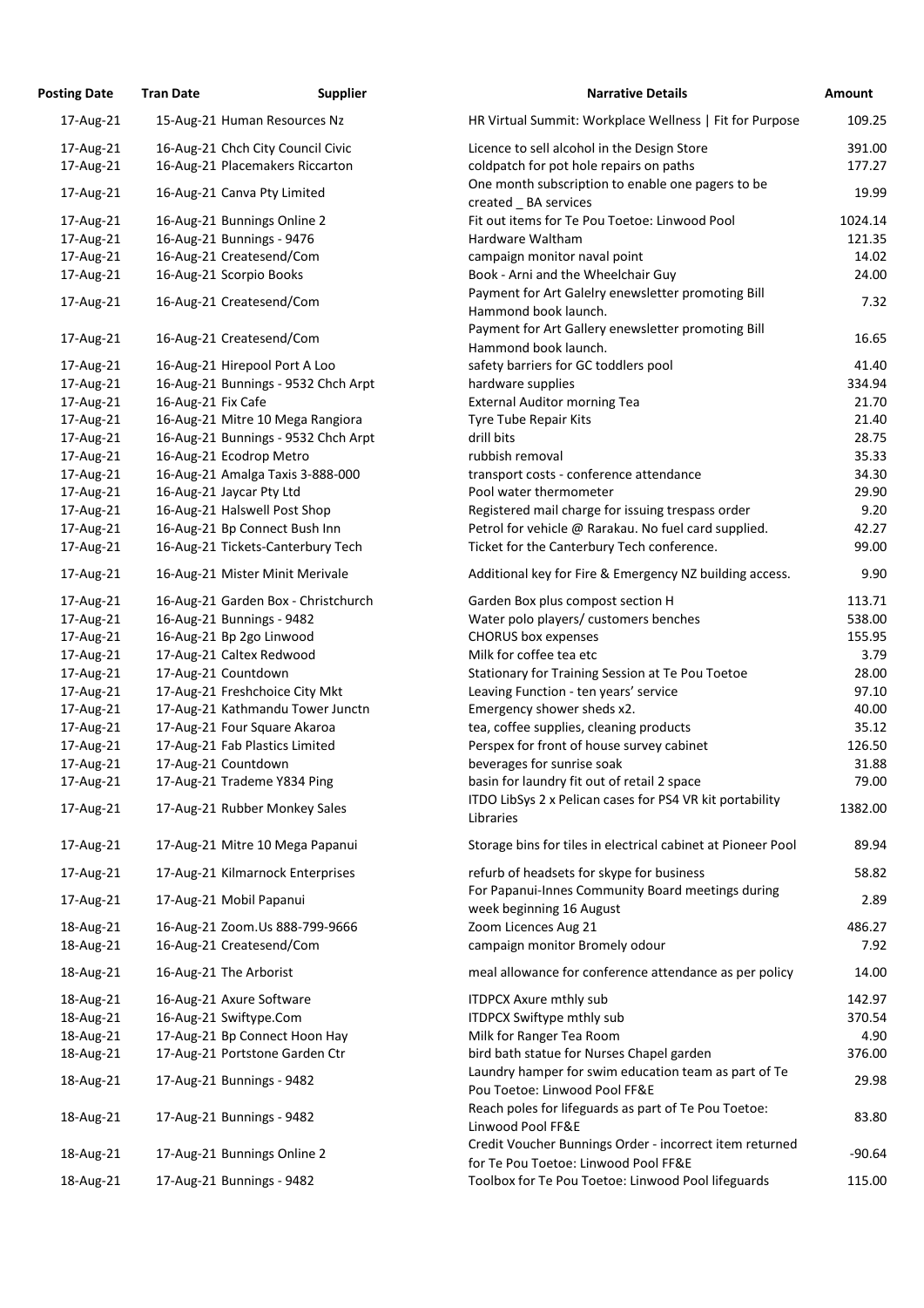| Posting Date | Tran Date | Supplier | Narrative Details | Amount |
|---|---|---|---|---|
| 17-Aug-21 | 15-Aug-21 | Human Resources Nz | HR Virtual Summit: Workplace Wellness \| Fit for Purpose | 109.25 |
| 17-Aug-21 | 16-Aug-21 | Chch City Council Civic | Licence to sell alcohol in the Design Store | 391.00 |
| 17-Aug-21 | 16-Aug-21 | Placemakers Riccarton | coldpatch for pot hole repairs on paths | 177.27 |
| 17-Aug-21 | 16-Aug-21 | Canva Pty Limited | One month subscription to enable one pagers to be created _ BA services | 19.99 |
| 17-Aug-21 | 16-Aug-21 | Bunnings Online 2 | Fit out items for Te Pou Toetoe: Linwood Pool | 1024.14 |
| 17-Aug-21 | 16-Aug-21 | Bunnings - 9476 | Hardware Waltham | 121.35 |
| 17-Aug-21 | 16-Aug-21 | Createsend/Com | campaign monitor naval point | 14.02 |
| 17-Aug-21 | 16-Aug-21 | Scorpio Books | Book - Arni and the Wheelchair Guy | 24.00 |
| 17-Aug-21 | 16-Aug-21 | Createsend/Com | Payment for Art Galelry enewsletter promoting Bill Hammond book launch. | 7.32 |
| 17-Aug-21 | 16-Aug-21 | Createsend/Com | Payment for Art Gallery enewsletter promoting Bill Hammond book launch. | 16.65 |
| 17-Aug-21 | 16-Aug-21 | Hirepool Port A Loo | safety barriers for GC toddlers pool | 41.40 |
| 17-Aug-21 | 16-Aug-21 | Bunnings - 9532 Chch Arpt | hardware supplies | 334.94 |
| 17-Aug-21 | 16-Aug-21 | Fix Cafe | External Auditor morning Tea | 21.70 |
| 17-Aug-21 | 16-Aug-21 | Mitre 10 Mega Rangiora | Tyre Tube Repair Kits | 21.40 |
| 17-Aug-21 | 16-Aug-21 | Bunnings - 9532 Chch Arpt | drill bits | 28.75 |
| 17-Aug-21 | 16-Aug-21 | Ecodrop Metro | rubbish removal | 35.33 |
| 17-Aug-21 | 16-Aug-21 | Amalga Taxis 3-888-000 | transport costs - conference attendance | 34.30 |
| 17-Aug-21 | 16-Aug-21 | Jaycar Pty Ltd | Pool water thermometer | 29.90 |
| 17-Aug-21 | 16-Aug-21 | Halswell Post Shop | Registered mail charge for issuing trespass order | 9.20 |
| 17-Aug-21 | 16-Aug-21 | Bp Connect Bush Inn | Petrol for vehicle @ Rarakau. No fuel card supplied. | 42.27 |
| 17-Aug-21 | 16-Aug-21 | Tickets-Canterbury Tech | Ticket for the Canterbury Tech conference. | 99.00 |
| 17-Aug-21 | 16-Aug-21 | Mister Minit Merivale | Additional key for Fire & Emergency NZ building access. | 9.90 |
| 17-Aug-21 | 16-Aug-21 | Garden Box - Christchurch | Garden Box plus compost section H | 113.71 |
| 17-Aug-21 | 16-Aug-21 | Bunnings - 9482 | Water polo players/ customers benches | 538.00 |
| 17-Aug-21 | 16-Aug-21 | Bp 2go Linwood | CHORUS box expenses | 155.95 |
| 17-Aug-21 | 17-Aug-21 | Caltex Redwood | Milk for coffee tea etc | 3.79 |
| 17-Aug-21 | 17-Aug-21 | Countdown | Stationary for Training Session at Te Pou Toetoe | 28.00 |
| 17-Aug-21 | 17-Aug-21 | Freshchoice City Mkt | Leaving Function - ten years' service | 97.10 |
| 17-Aug-21 | 17-Aug-21 | Kathmandu Tower Junctn | Emergency shower sheds x2. | 40.00 |
| 17-Aug-21 | 17-Aug-21 | Four Square Akaroa | tea, coffee supplies, cleaning products | 35.12 |
| 17-Aug-21 | 17-Aug-21 | Fab Plastics Limited | Perspex for front of house survey cabinet | 126.50 |
| 17-Aug-21 | 17-Aug-21 | Countdown | beverages for sunrise soak | 31.88 |
| 17-Aug-21 | 17-Aug-21 | Trademe Y834 Ping | basin for laundry fit out of retail 2 space | 79.00 |
| 17-Aug-21 | 17-Aug-21 | Rubber Monkey Sales | ITDO LibSys 2 x Pelican cases for PS4 VR kit portability Libraries | 1382.00 |
| 17-Aug-21 | 17-Aug-21 | Mitre 10 Mega Papanui | Storage bins for tiles in electrical cabinet at Pioneer Pool | 89.94 |
| 17-Aug-21 | 17-Aug-21 | Kilmarnock Enterprises | refurb of headsets for skype for business | 58.82 |
| 17-Aug-21 | 17-Aug-21 | Mobil Papanui | For Papanui-Innes Community Board meetings during week beginning 16 August | 2.89 |
| 18-Aug-21 | 16-Aug-21 | Zoom.Us 888-799-9666 | Zoom Licences Aug 21 | 486.27 |
| 18-Aug-21 | 16-Aug-21 | Createsend/Com | campaign monitor Bromely odour | 7.92 |
| 18-Aug-21 | 16-Aug-21 | The Arborist | meal allowance for conference attendance as per policy | 14.00 |
| 18-Aug-21 | 16-Aug-21 | Axure Software | ITDPCX Axure mthly sub | 142.97 |
| 18-Aug-21 | 16-Aug-21 | Swiftype.Com | ITDPCX Swiftype mthly sub | 370.54 |
| 18-Aug-21 | 17-Aug-21 | Bp Connect Hoon Hay | Milk for Ranger Tea Room | 4.90 |
| 18-Aug-21 | 17-Aug-21 | Portstone Garden Ctr | bird bath statue for Nurses Chapel garden | 376.00 |
| 18-Aug-21 | 17-Aug-21 | Bunnings - 9482 | Laundry hamper for swim education team as part of Te Pou Toetoe: Linwood Pool FF&E | 29.98 |
| 18-Aug-21 | 17-Aug-21 | Bunnings - 9482 | Reach poles for lifeguards as part of Te Pou Toetoe: Linwood Pool FF&E | 83.80 |
| 18-Aug-21 | 17-Aug-21 | Bunnings Online 2 | Credit Voucher Bunnings Order - incorrect item returned for Te Pou Toetoe: Linwood Pool FF&E | -90.64 |
| 18-Aug-21 | 17-Aug-21 | Bunnings - 9482 | Toolbox for Te Pou Toetoe: Linwood Pool lifeguards | 115.00 |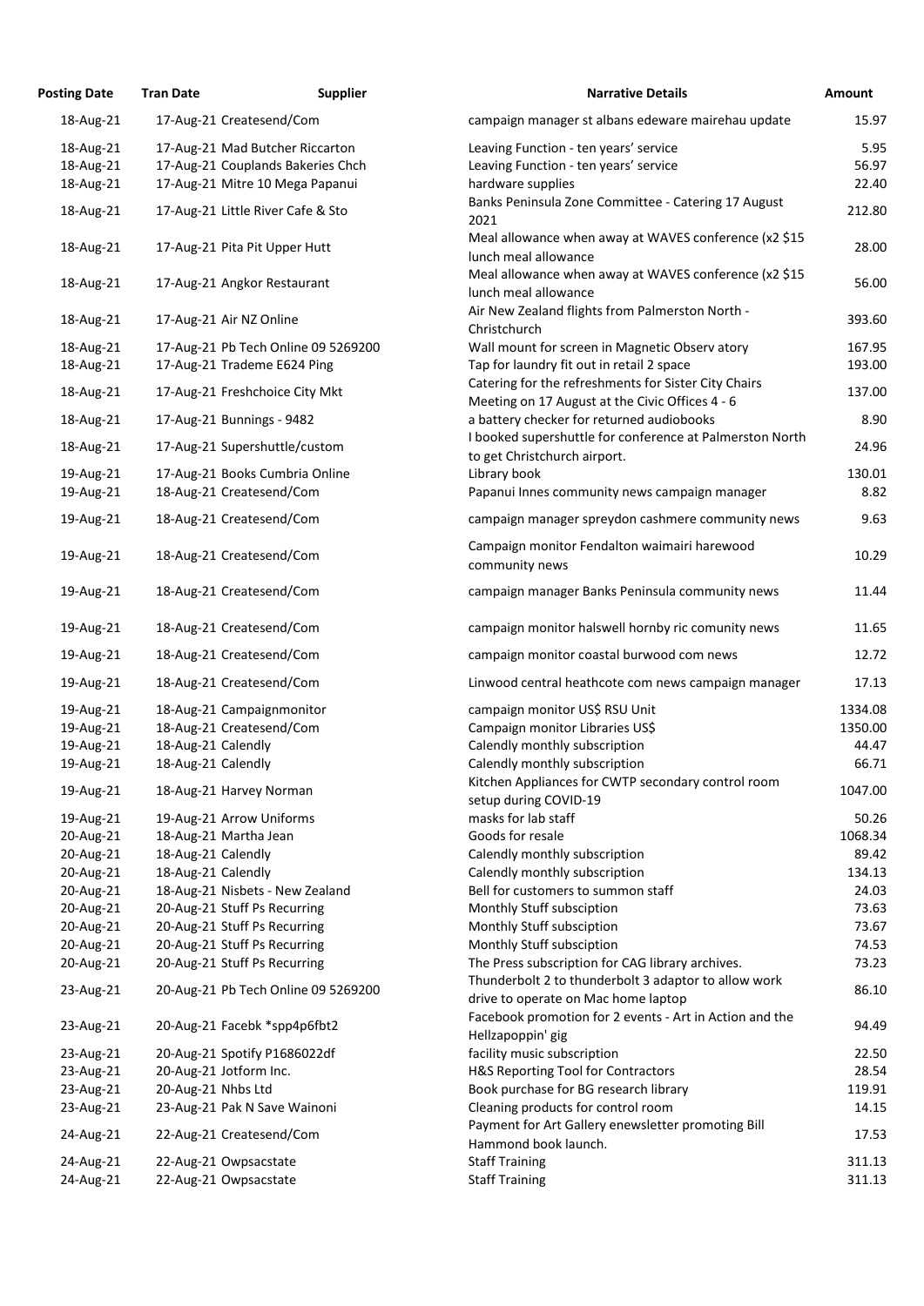| Posting Date | Tran Date | Supplier | Narrative Details | Amount |
|---|---|---|---|---|
| 18-Aug-21 | 17-Aug-21 | Createsend/Com | campaign manager st albans edeware mairehau update | 15.97 |
| 18-Aug-21 | 17-Aug-21 | Mad Butcher Riccarton | Leaving Function - ten years' service | 5.95 |
| 18-Aug-21 | 17-Aug-21 | Couplands Bakeries Chch | Leaving Function - ten years' service | 56.97 |
| 18-Aug-21 | 17-Aug-21 | Mitre 10 Mega Papanui | hardware supplies | 22.40 |
| 18-Aug-21 | 17-Aug-21 | Little River Cafe & Sto | Banks Peninsula Zone Committee - Catering 17 August 2021 | 212.80 |
| 18-Aug-21 | 17-Aug-21 | Pita Pit Upper Hutt | Meal allowance when away at WAVES conference (x2 $15 lunch meal allowance | 28.00 |
| 18-Aug-21 | 17-Aug-21 | Angkor Restaurant | Meal allowance when away at WAVES conference (x2 $15 lunch meal allowance | 56.00 |
| 18-Aug-21 | 17-Aug-21 | Air NZ Online | Air New Zealand flights from Palmerston North - Christchurch | 393.60 |
| 18-Aug-21 | 17-Aug-21 | Pb Tech Online 09 5269200 | Wall mount for screen in Magnetic Observ atory | 167.95 |
| 18-Aug-21 | 17-Aug-21 | Trademe E624 Ping | Tap for laundry fit out in retail 2 space | 193.00 |
| 18-Aug-21 | 17-Aug-21 | Freshchoice City Mkt | Catering for the refreshments for Sister City Chairs Meeting on 17 August at the Civic Offices 4 - 6 | 137.00 |
| 18-Aug-21 | 17-Aug-21 | Bunnings - 9482 | a battery checker for returned audiobooks | 8.90 |
| 18-Aug-21 | 17-Aug-21 | Supershuttle/custom | I booked supershuttle for conference at Palmerston North to get Christchurch airport. | 24.96 |
| 19-Aug-21 | 17-Aug-21 | Books Cumbria Online | Library book | 130.01 |
| 19-Aug-21 | 18-Aug-21 | Createsend/Com | Papanui Innes community news campaign manager | 8.82 |
| 19-Aug-21 | 18-Aug-21 | Createsend/Com | campaign manager spreydon cashmere community news | 9.63 |
| 19-Aug-21 | 18-Aug-21 | Createsend/Com | Campaign monitor Fendalton waimairi harewood community news | 10.29 |
| 19-Aug-21 | 18-Aug-21 | Createsend/Com | campaign manager Banks Peninsula community news | 11.44 |
| 19-Aug-21 | 18-Aug-21 | Createsend/Com | campaign monitor halswell hornby ric comunity news | 11.65 |
| 19-Aug-21 | 18-Aug-21 | Createsend/Com | campaign monitor coastal burwood com news | 12.72 |
| 19-Aug-21 | 18-Aug-21 | Createsend/Com | Linwood central heathcote com news campaign manager | 17.13 |
| 19-Aug-21 | 18-Aug-21 | Campaignmonitor | campaign monitor US$ RSU Unit | 1334.08 |
| 19-Aug-21 | 18-Aug-21 | Createsend/Com | Campaign monitor Libraries US$ | 1350.00 |
| 19-Aug-21 | 18-Aug-21 | Calendly | Calendly monthly subscription | 44.47 |
| 19-Aug-21 | 18-Aug-21 | Calendly | Calendly monthly subscription | 66.71 |
| 19-Aug-21 | 18-Aug-21 | Harvey Norman | Kitchen Appliances for CWTP secondary control room setup during COVID-19 | 1047.00 |
| 19-Aug-21 | 19-Aug-21 | Arrow Uniforms | masks for lab staff | 50.26 |
| 20-Aug-21 | 18-Aug-21 | Martha Jean | Goods for resale | 1068.34 |
| 20-Aug-21 | 18-Aug-21 | Calendly | Calendly monthly subscription | 89.42 |
| 20-Aug-21 | 18-Aug-21 | Calendly | Calendly monthly subscription | 134.13 |
| 20-Aug-21 | 18-Aug-21 | Nisbets - New Zealand | Bell for customers to summon staff | 24.03 |
| 20-Aug-21 | 20-Aug-21 | Stuff Ps Recurring | Monthly Stuff subsciption | 73.63 |
| 20-Aug-21 | 20-Aug-21 | Stuff Ps Recurring | Monthly Stuff subsciption | 73.67 |
| 20-Aug-21 | 20-Aug-21 | Stuff Ps Recurring | Monthly Stuff subsciption | 74.53 |
| 20-Aug-21 | 20-Aug-21 | Stuff Ps Recurring | The Press subscription for CAG library archives. | 73.23 |
| 23-Aug-21 | 20-Aug-21 | Pb Tech Online 09 5269200 | Thunderbolt 2 to thunderbolt 3 adaptor to allow work drive to operate on Mac home laptop | 86.10 |
| 23-Aug-21 | 20-Aug-21 | Facebk *spp4p6fbt2 | Facebook promotion for 2 events - Art in Action and the Hellzapoppin' gig | 94.49 |
| 23-Aug-21 | 20-Aug-21 | Spotify P1686022df | facility music subscription | 22.50 |
| 23-Aug-21 | 20-Aug-21 | Jotform Inc. | H&S Reporting Tool for Contractors | 28.54 |
| 23-Aug-21 | 20-Aug-21 | Nhbs Ltd | Book purchase for BG research library | 119.91 |
| 23-Aug-21 | 23-Aug-21 | Pak N Save Wainoni | Cleaning products for control room | 14.15 |
| 24-Aug-21 | 22-Aug-21 | Createsend/Com | Payment for Art Gallery enewsletter promoting Bill Hammond book launch. | 17.53 |
| 24-Aug-21 | 22-Aug-21 | Owpsacstate | Staff Training | 311.13 |
| 24-Aug-21 | 22-Aug-21 | Owpsacstate | Staff Training | 311.13 |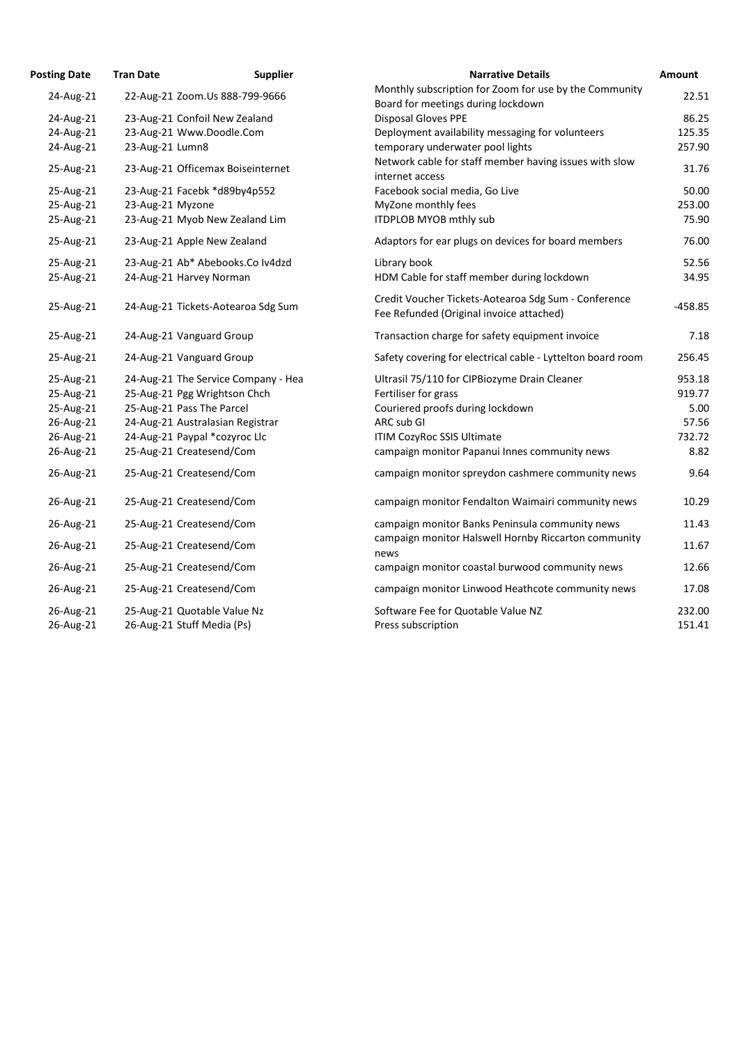| Posting Date | Tran Date | Supplier | Narrative Details | Amount |
|---|---|---|---|---|
| 24-Aug-21 | 22-Aug-21 | Zoom.Us 888-799-9666 | Monthly subscription for Zoom for use by the Community Board for meetings during lockdown | 22.51 |
| 24-Aug-21 | 23-Aug-21 | Confoil New Zealand | Disposal Gloves PPE | 86.25 |
| 24-Aug-21 | 23-Aug-21 | Www.Doodle.Com | Deployment availability messaging for volunteers | 125.35 |
| 24-Aug-21 | 23-Aug-21 | Lumn8 | temporary underwater pool lights | 257.90 |
| 25-Aug-21 | 23-Aug-21 | Officemax Boiseinternet | Network cable for staff member having issues with slow internet access | 31.76 |
| 25-Aug-21 | 23-Aug-21 | Facebk *d89by4p552 | Facebook social media, Go Live | 50.00 |
| 25-Aug-21 | 23-Aug-21 | Myzone | MyZone monthly fees | 253.00 |
| 25-Aug-21 | 23-Aug-21 | Myob New Zealand Lim | ITDPLOB MYOB mthly sub | 75.90 |
| 25-Aug-21 | 23-Aug-21 | Apple New Zealand | Adaptors for ear plugs on devices for board members | 76.00 |
| 25-Aug-21 | 23-Aug-21 | Ab* Abebooks.Co Iv4dzd | Library book | 52.56 |
| 25-Aug-21 | 24-Aug-21 | Harvey Norman | HDM Cable for staff member during lockdown | 34.95 |
| 25-Aug-21 | 24-Aug-21 | Tickets-Aotearoa Sdg Sum | Credit Voucher Tickets-Aotearoa Sdg Sum - Conference Fee Refunded (Original invoice attached) | -458.85 |
| 25-Aug-21 | 24-Aug-21 | Vanguard Group | Transaction charge for safety equipment invoice | 7.18 |
| 25-Aug-21 | 24-Aug-21 | Vanguard Group | Safety covering for electrical cable - Lyttelton board room | 256.45 |
| 25-Aug-21 | 24-Aug-21 | The Service Company - Hea | Ultrasil 75/110 for CIPBiozyme Drain Cleaner | 953.18 |
| 25-Aug-21 | 25-Aug-21 | Pgg Wrightson Chch | Fertiliser for grass | 919.77 |
| 25-Aug-21 | 25-Aug-21 | Pass The Parcel | Couriered proofs during lockdown | 5.00 |
| 26-Aug-21 | 24-Aug-21 | Australasian Registrar | ARC sub GI | 57.56 |
| 26-Aug-21 | 24-Aug-21 | Paypal *cozyroc Llc | ITIM CozyRoc SSIS Ultimate | 732.72 |
| 26-Aug-21 | 25-Aug-21 | Createsend/Com | campaign monitor Papanui Innes community news | 8.82 |
| 26-Aug-21 | 25-Aug-21 | Createsend/Com | campaign monitor spreydon cashmere community news | 9.64 |
| 26-Aug-21 | 25-Aug-21 | Createsend/Com | campaign monitor Fendalton Waimairi community news | 10.29 |
| 26-Aug-21 | 25-Aug-21 | Createsend/Com | campaign monitor Banks Peninsula community news | 11.43 |
| 26-Aug-21 | 25-Aug-21 | Createsend/Com | campaign monitor Halswell Hornby Riccarton community news | 11.67 |
| 26-Aug-21 | 25-Aug-21 | Createsend/Com | campaign monitor coastal burwood community news | 12.66 |
| 26-Aug-21 | 25-Aug-21 | Createsend/Com | campaign monitor Linwood Heathcote community news | 17.08 |
| 26-Aug-21 | 25-Aug-21 | Quotable Value Nz | Software Fee for Quotable Value NZ | 232.00 |
| 26-Aug-21 | 26-Aug-21 | Stuff Media (Ps) | Press subscription | 151.41 |